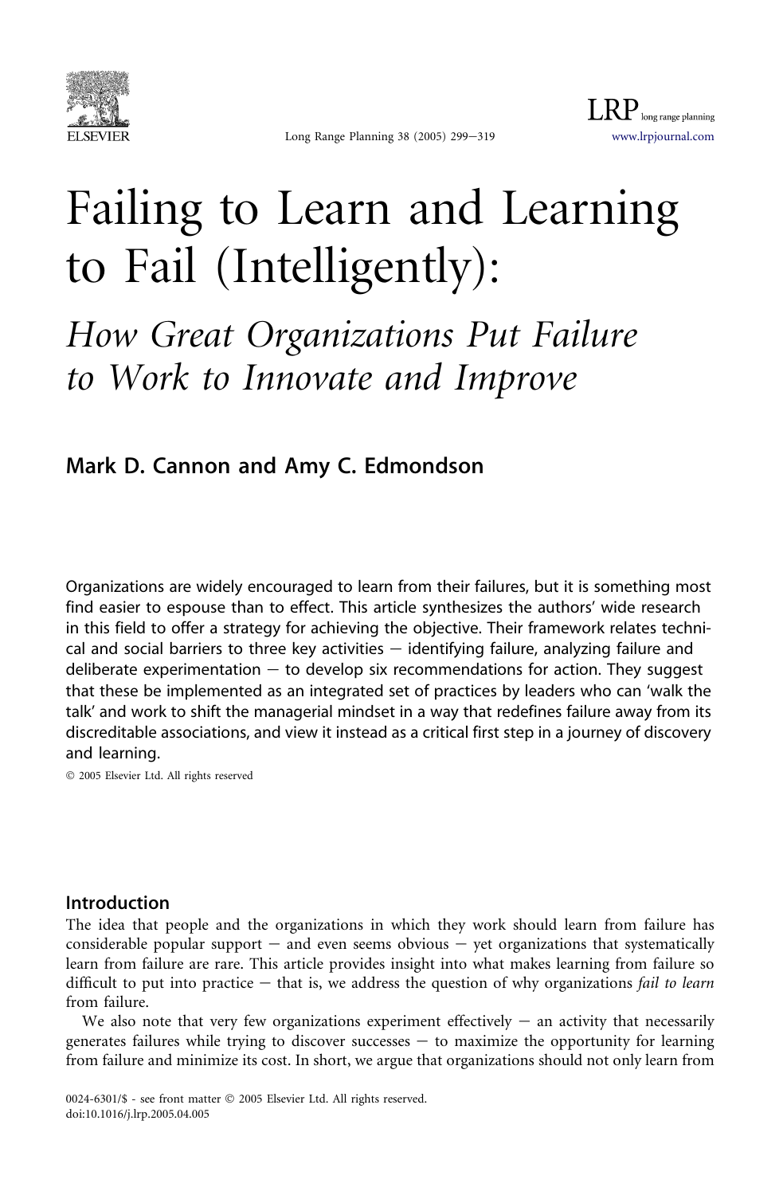# Failing to Learn and Learning to Fail (Intelligently):

## *How Great Organizations Put Failure to Work to Innovate and Improve*

**Mark D. Cannon and Amy C. Edmondson**

Organizations are widely encouraged to learn from their failures, but it is something most find easier to espouse than to effect. This article synthesizes the authors' wide research in this field to offer a strategy for achieving the objective. Their framework relates technical and social barriers to three key activities — identifying failure, analyzing failure and deliberate experimentation — to develop six recommendations for action. They suggest that these be implemented as an integrated set of practices by leaders who can 'walk the talk' and work to shift the managerial mindset in a way that redefines failure away from its discreditable associations, and view it instead as a critical first step in a journey of discovery and learning.

© 2005 Elsevier Ltd. All rights reserved

### Introduction

The idea that people and the organizations in which they work should learn from failure has considerable popular support — and even seems obvious — yet organizations that systematically learn from failure are rare. This article provides insight into what makes learning from failure so difficult to put into practice — that is, we address the question of why organizations *fail to learn* from failure.

We also note that very few organizations experiment effectively — an activity that necessarily generates failures while trying to discover successes — to maximize the opportunity for learning from failure and minimize its cost. In short, we argue that organizations should not only learn from

0024-6301/$ - see front matter © 2005 Elsevier Ltd. All rights reserved.
doi:10.1016/j.lrp.2005.04.005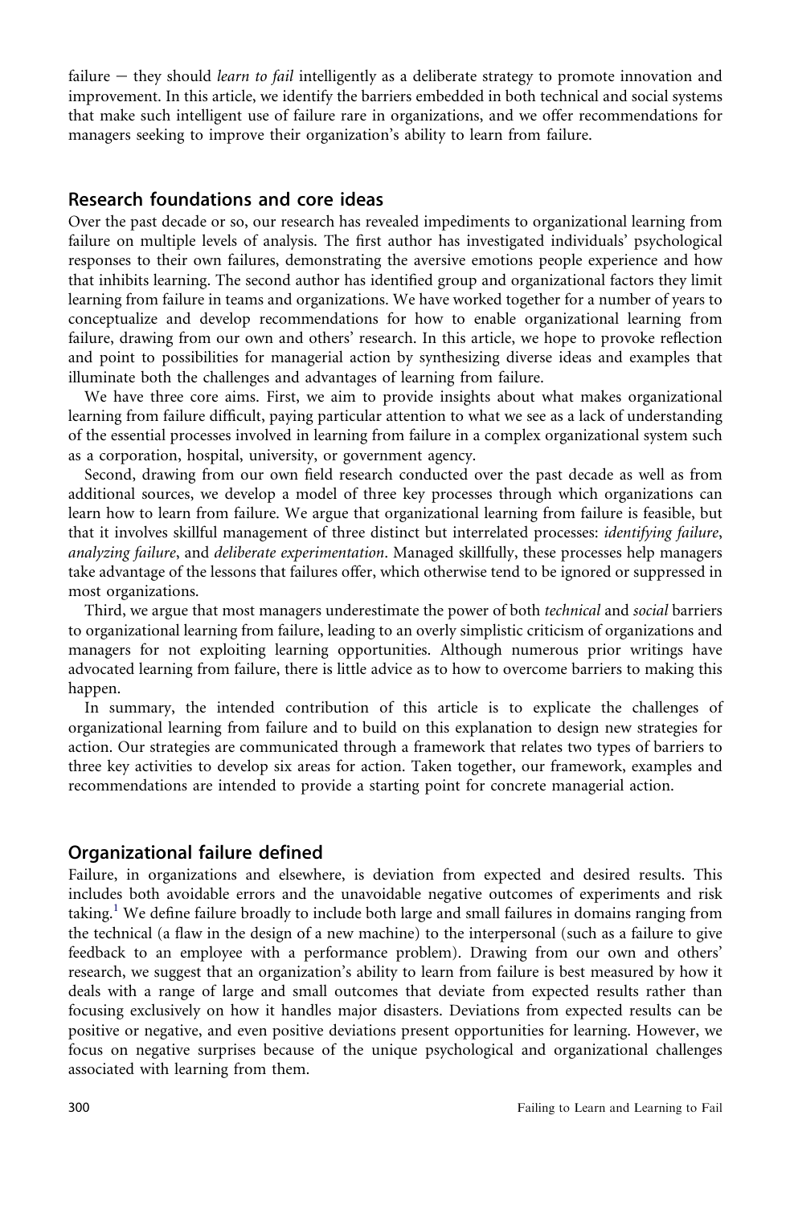failure – they should *learn to fail* intelligently as a deliberate strategy to promote innovation and improvement. In this article, we identify the barriers embedded in both technical and social systems that make such intelligent use of failure rare in organizations, and we offer recommendations for managers seeking to improve their organization's ability to learn from failure.

## Research foundations and core ideas

Over the past decade or so, our research has revealed impediments to organizational learning from failure on multiple levels of analysis. The first author has investigated individuals' psychological responses to their own failures, demonstrating the aversive emotions people experience and how that inhibits learning. The second author has identified group and organizational factors they limit learning from failure in teams and organizations. We have worked together for a number of years to conceptualize and develop recommendations for how to enable organizational learning from failure, drawing from our own and others' research. In this article, we hope to provoke reflection and point to possibilities for managerial action by synthesizing diverse ideas and examples that illuminate both the challenges and advantages of learning from failure.

We have three core aims. First, we aim to provide insights about what makes organizational learning from failure difficult, paying particular attention to what we see as a lack of understanding of the essential processes involved in learning from failure in a complex organizational system such as a corporation, hospital, university, or government agency.

Second, drawing from our own field research conducted over the past decade as well as from additional sources, we develop a model of three key processes through which organizations can learn how to learn from failure. We argue that organizational learning from failure is feasible, but that it involves skillful management of three distinct but interrelated processes: *identifying failure*, *analyzing failure*, and *deliberate experimentation*. Managed skillfully, these processes help managers take advantage of the lessons that failures offer, which otherwise tend to be ignored or suppressed in most organizations.

Third, we argue that most managers underestimate the power of both *technical* and *social* barriers to organizational learning from failure, leading to an overly simplistic criticism of organizations and managers for not exploiting learning opportunities. Although numerous prior writings have advocated learning from failure, there is little advice as to how to overcome barriers to making this happen.

In summary, the intended contribution of this article is to explicate the challenges of organizational learning from failure and to build on this explanation to design new strategies for action. Our strategies are communicated through a framework that relates two types of barriers to three key activities to develop six areas for action. Taken together, our framework, examples and recommendations are intended to provide a starting point for concrete managerial action.

## Organizational failure defined

Failure, in organizations and elsewhere, is deviation from expected and desired results. This includes both avoidable errors and the unavoidable negative outcomes of experiments and risk taking.[1] We define failure broadly to include both large and small failures in domains ranging from the technical (a flaw in the design of a new machine) to the interpersonal (such as a failure to give feedback to an employee with a performance problem). Drawing from our own and others' research, we suggest that an organization's ability to learn from failure is best measured by how it deals with a range of large and small outcomes that deviate from expected results rather than focusing exclusively on how it handles major disasters. Deviations from expected results can be positive or negative, and even positive deviations present opportunities for learning. However, we focus on negative surprises because of the unique psychological and organizational challenges associated with learning from them.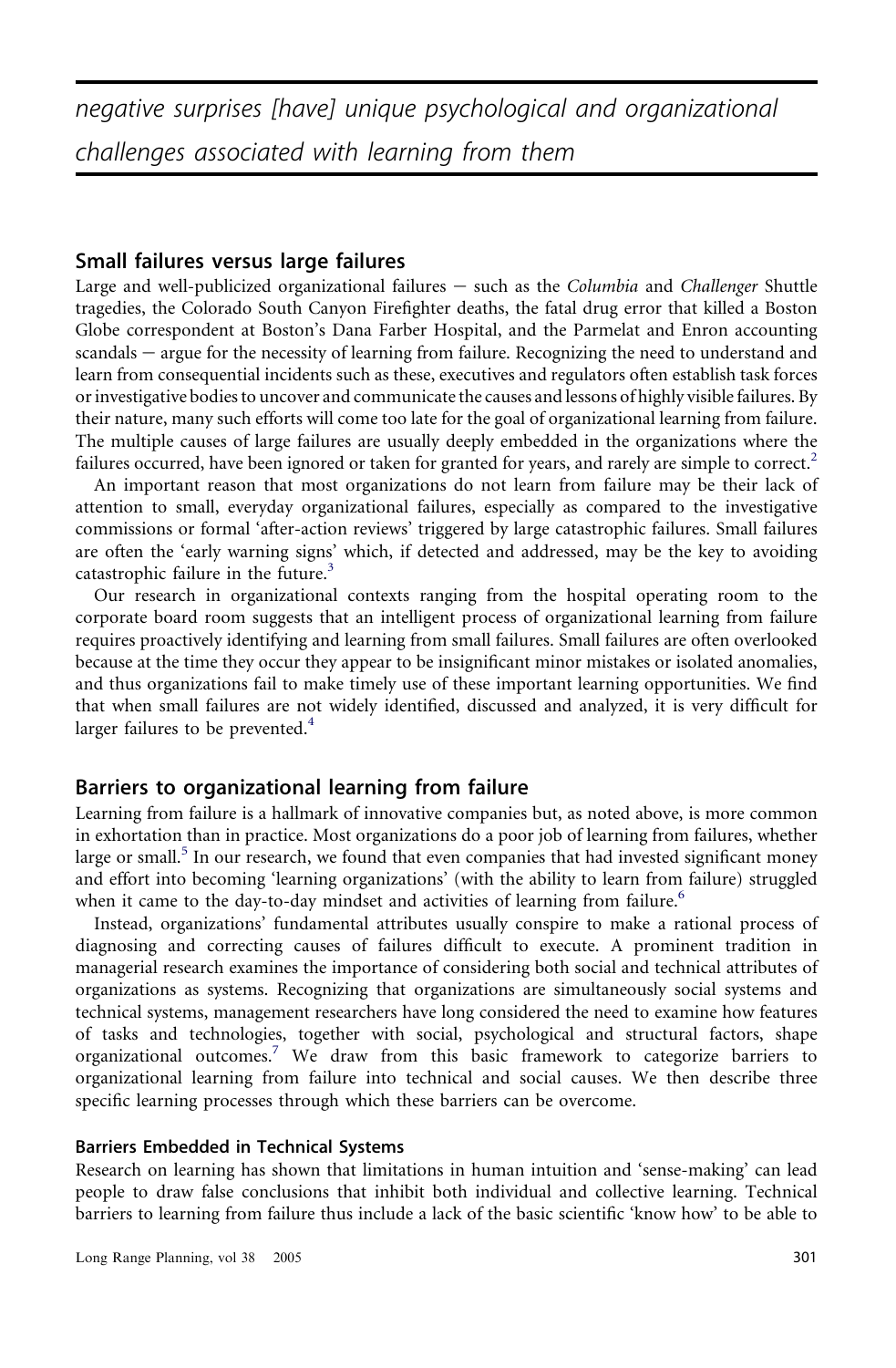*negative surprises [have] unique psychological and organizational challenges associated with learning from them*

## Small failures versus large failures

Large and well-publicized organizational failures – such as the *Columbia* and *Challenger* Shuttle tragedies, the Colorado South Canyon Firefighter deaths, the fatal drug error that killed a Boston Globe correspondent at Boston's Dana Farber Hospital, and the Parmelat and Enron accounting scandals – argue for the necessity of learning from failure. Recognizing the need to understand and learn from consequential incidents such as these, executives and regulators often establish task forces or investigative bodies to uncover and communicate the causes and lessons of highly visible failures. By their nature, many such efforts will come too late for the goal of organizational learning from failure. The multiple causes of large failures are usually deeply embedded in the organizations where the failures occurred, have been ignored or taken for granted for years, and rarely are simple to correct.[2]

An important reason that most organizations do not learn from failure may be their lack of attention to small, everyday organizational failures, especially as compared to the investigative commissions or formal 'after-action reviews' triggered by large catastrophic failures. Small failures are often the 'early warning signs' which, if detected and addressed, may be the key to avoiding catastrophic failure in the future.[3]

Our research in organizational contexts ranging from the hospital operating room to the corporate board room suggests that an intelligent process of organizational learning from failure requires proactively identifying and learning from small failures. Small failures are often overlooked because at the time they occur they appear to be insignificant minor mistakes or isolated anomalies, and thus organizations fail to make timely use of these important learning opportunities. We find that when small failures are not widely identified, discussed and analyzed, it is very difficult for larger failures to be prevented.[4]

## Barriers to organizational learning from failure

Learning from failure is a hallmark of innovative companies but, as noted above, is more common in exhortation than in practice. Most organizations do a poor job of learning from failures, whether large or small.[5] In our research, we found that even companies that had invested significant money and effort into becoming 'learning organizations' (with the ability to learn from failure) struggled when it came to the day-to-day mindset and activities of learning from failure.[6]

Instead, organizations' fundamental attributes usually conspire to make a rational process of diagnosing and correcting causes of failures difficult to execute. A prominent tradition in managerial research examines the importance of considering both social and technical attributes of organizations as systems. Recognizing that organizations are simultaneously social systems and technical systems, management researchers have long considered the need to examine how features of tasks and technologies, together with social, psychological and structural factors, shape organizational outcomes.[7] We draw from this basic framework to categorize barriers to organizational learning from failure into technical and social causes. We then describe three specific learning processes through which these barriers can be overcome.

### Barriers Embedded in Technical Systems

Research on learning has shown that limitations in human intuition and 'sense-making' can lead people to draw false conclusions that inhibit both individual and collective learning. Technical barriers to learning from failure thus include a lack of the basic scientific 'know how' to be able to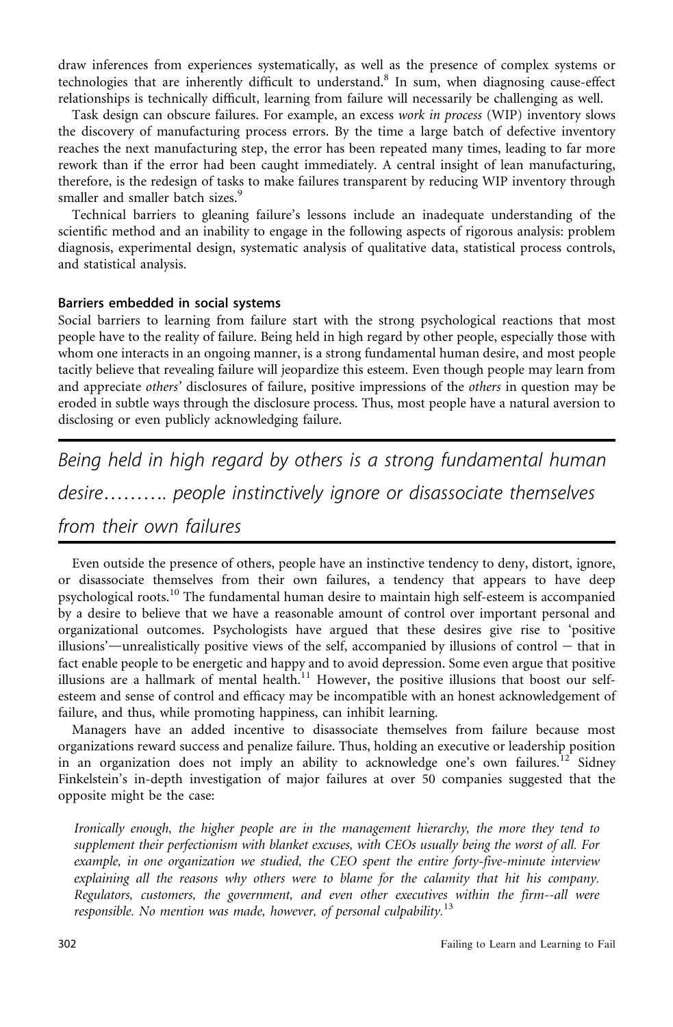draw inferences from experiences systematically, as well as the presence of complex systems or technologies that are inherently difficult to understand.[8] In sum, when diagnosing cause-effect relationships is technically difficult, learning from failure will necessarily be challenging as well.

Task design can obscure failures. For example, an excess *work in process* (WIP) inventory slows the discovery of manufacturing process errors. By the time a large batch of defective inventory reaches the next manufacturing step, the error has been repeated many times, leading to far more rework than if the error had been caught immediately. A central insight of lean manufacturing, therefore, is the redesign of tasks to make failures transparent by reducing WIP inventory through smaller and smaller batch sizes.[9]

Technical barriers to gleaning failure's lessons include an inadequate understanding of the scientific method and an inability to engage in the following aspects of rigorous analysis: problem diagnosis, experimental design, systematic analysis of qualitative data, statistical process controls, and statistical analysis.

### Barriers embedded in social systems

Social barriers to learning from failure start with the strong psychological reactions that most people have to the reality of failure. Being held in high regard by other people, especially those with whom one interacts in an ongoing manner, is a strong fundamental human desire, and most people tacitly believe that revealing failure will jeopardize this esteem. Even though people may learn from and appreciate *others'* disclosures of failure, positive impressions of the *others* in question may be eroded in subtle ways through the disclosure process. Thus, most people have a natural aversion to disclosing or even publicly acknowledging failure.

> *Being held in high regard by others is a strong fundamental human desire………. people instinctively ignore or disassociate themselves from their own failures*

Even outside the presence of others, people have an instinctive tendency to deny, distort, ignore, or disassociate themselves from their own failures, a tendency that appears to have deep psychological roots.[10] The fundamental human desire to maintain high self-esteem is accompanied by a desire to believe that we have a reasonable amount of control over important personal and organizational outcomes. Psychologists have argued that these desires give rise to 'positive illusions'—unrealistically positive views of the self, accompanied by illusions of control – that in fact enable people to be energetic and happy and to avoid depression. Some even argue that positive illusions are a hallmark of mental health.[11] However, the positive illusions that boost our self-esteem and sense of control and efficacy may be incompatible with an honest acknowledgement of failure, and thus, while promoting happiness, can inhibit learning.

Managers have an added incentive to disassociate themselves from failure because most organizations reward success and penalize failure. Thus, holding an executive or leadership position in an organization does not imply an ability to acknowledge one's own failures.[12] Sidney Finkelstein's in-depth investigation of major failures at over 50 companies suggested that the opposite might be the case:

> *Ironically enough, the higher people are in the management hierarchy, the more they tend to supplement their perfectionism with blanket excuses, with CEOs usually being the worst of all. For example, in one organization we studied, the CEO spent the entire forty-five-minute interview explaining all the reasons why others were to blame for the calamity that hit his company. Regulators, customers, the government, and even other executives within the firm--all were responsible. No mention was made, however, of personal culpability.*[13]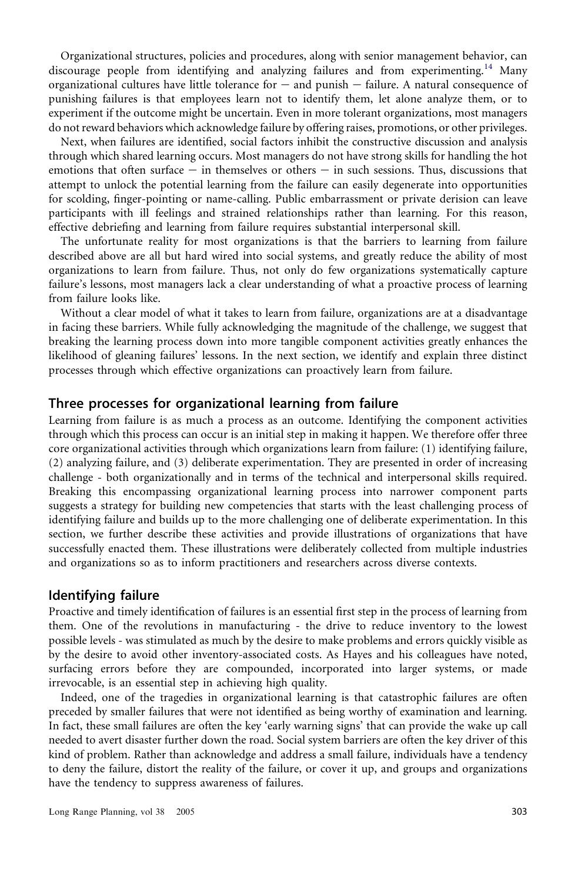Organizational structures, policies and procedures, along with senior management behavior, can discourage people from identifying and analyzing failures and from experimenting.[14] Many organizational cultures have little tolerance for — and punish — failure. A natural consequence of punishing failures is that employees learn not to identify them, let alone analyze them, or to experiment if the outcome might be uncertain. Even in more tolerant organizations, most managers do not reward behaviors which acknowledge failure by offering raises, promotions, or other privileges.

Next, when failures are identified, social factors inhibit the constructive discussion and analysis through which shared learning occurs. Most managers do not have strong skills for handling the hot emotions that often surface — in themselves or others — in such sessions. Thus, discussions that attempt to unlock the potential learning from the failure can easily degenerate into opportunities for scolding, finger-pointing or name-calling. Public embarrassment or private derision can leave participants with ill feelings and strained relationships rather than learning. For this reason, effective debriefing and learning from failure requires substantial interpersonal skill.

The unfortunate reality for most organizations is that the barriers to learning from failure described above are all but hard wired into social systems, and greatly reduce the ability of most organizations to learn from failure. Thus, not only do few organizations systematically capture failure's lessons, most managers lack a clear understanding of what a proactive process of learning from failure looks like.

Without a clear model of what it takes to learn from failure, organizations are at a disadvantage in facing these barriers. While fully acknowledging the magnitude of the challenge, we suggest that breaking the learning process down into more tangible component activities greatly enhances the likelihood of gleaning failures' lessons. In the next section, we identify and explain three distinct processes through which effective organizations can proactively learn from failure.

## Three processes for organizational learning from failure

Learning from failure is as much a process as an outcome. Identifying the component activities through which this process can occur is an initial step in making it happen. We therefore offer three core organizational activities through which organizations learn from failure: (1) identifying failure, (2) analyzing failure, and (3) deliberate experimentation. They are presented in order of increasing challenge - both organizationally and in terms of the technical and interpersonal skills required. Breaking this encompassing organizational learning process into narrower component parts suggests a strategy for building new competencies that starts with the least challenging process of identifying failure and builds up to the more challenging one of deliberate experimentation. In this section, we further describe these activities and provide illustrations of organizations that have successfully enacted them. These illustrations were deliberately collected from multiple industries and organizations so as to inform practitioners and researchers across diverse contexts.

## Identifying failure

Proactive and timely identification of failures is an essential first step in the process of learning from them. One of the revolutions in manufacturing - the drive to reduce inventory to the lowest possible levels - was stimulated as much by the desire to make problems and errors quickly visible as by the desire to avoid other inventory-associated costs. As Hayes and his colleagues have noted, surfacing errors before they are compounded, incorporated into larger systems, or made irrevocable, is an essential step in achieving high quality.

Indeed, one of the tragedies in organizational learning is that catastrophic failures are often preceded by smaller failures that were not identified as being worthy of examination and learning. In fact, these small failures are often the key 'early warning signs' that can provide the wake up call needed to avert disaster further down the road. Social system barriers are often the key driver of this kind of problem. Rather than acknowledge and address a small failure, individuals have a tendency to deny the failure, distort the reality of the failure, or cover it up, and groups and organizations have the tendency to suppress awareness of failures.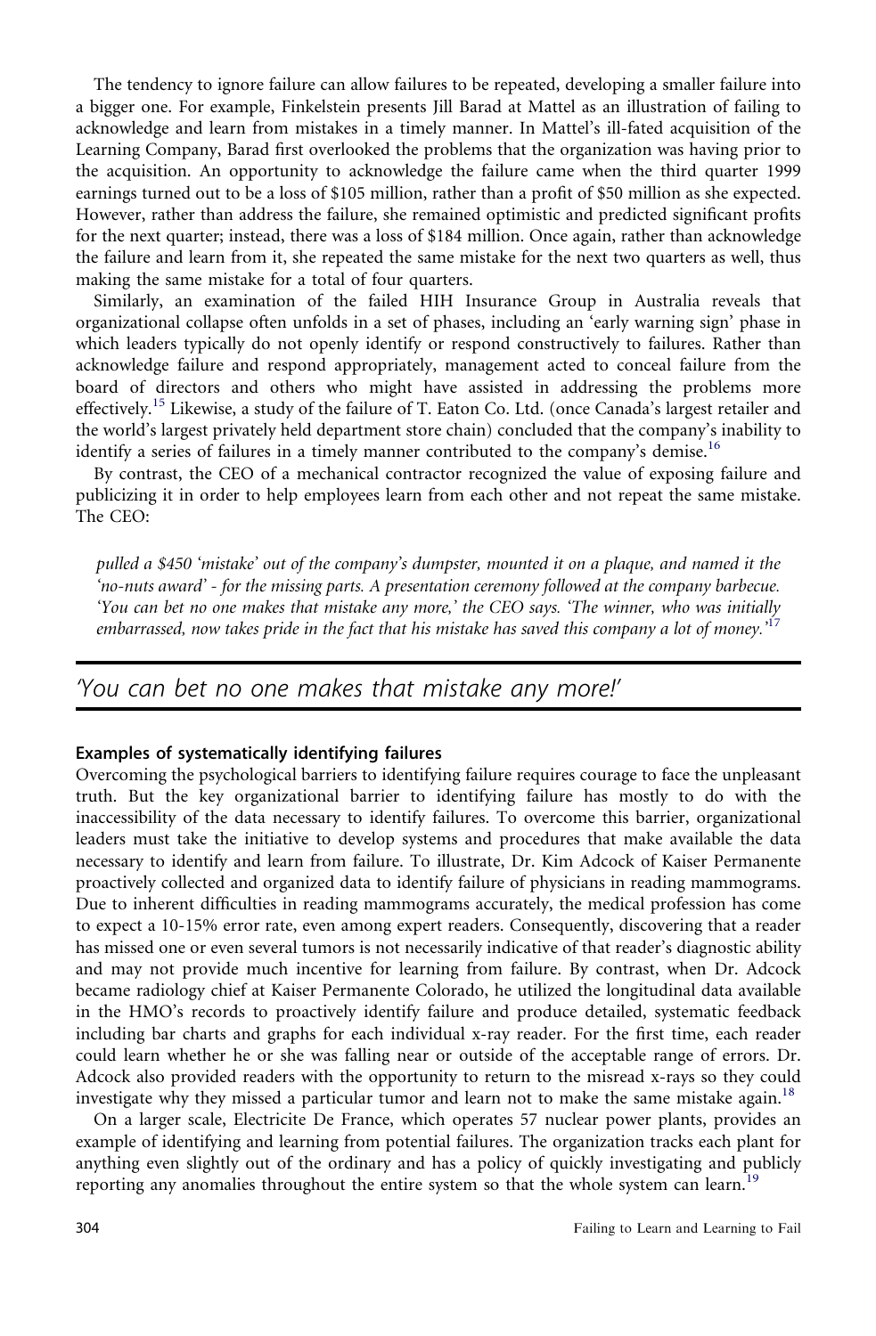The tendency to ignore failure can allow failures to be repeated, developing a smaller failure into a bigger one. For example, Finkelstein presents Jill Barad at Mattel as an illustration of failing to acknowledge and learn from mistakes in a timely manner. In Mattel's ill-fated acquisition of the Learning Company, Barad first overlooked the problems that the organization was having prior to the acquisition. An opportunity to acknowledge the failure came when the third quarter 1999 earnings turned out to be a loss of $105 million, rather than a profit of $50 million as she expected. However, rather than address the failure, she remained optimistic and predicted significant profits for the next quarter; instead, there was a loss of $184 million. Once again, rather than acknowledge the failure and learn from it, she repeated the same mistake for the next two quarters as well, thus making the same mistake for a total of four quarters.

Similarly, an examination of the failed HIH Insurance Group in Australia reveals that organizational collapse often unfolds in a set of phases, including an 'early warning sign' phase in which leaders typically do not openly identify or respond constructively to failures. Rather than acknowledge failure and respond appropriately, management acted to conceal failure from the board of directors and others who might have assisted in addressing the problems more effectively.[15] Likewise, a study of the failure of T. Eaton Co. Ltd. (once Canada's largest retailer and the world's largest privately held department store chain) concluded that the company's inability to identify a series of failures in a timely manner contributed to the company's demise.[16]

By contrast, the CEO of a mechanical contractor recognized the value of exposing failure and publicizing it in order to help employees learn from each other and not repeat the same mistake. The CEO:

> *pulled a $450 'mistake' out of the company's dumpster, mounted it on a plaque, and named it the 'no-nuts award' - for the missing parts. A presentation ceremony followed at the company barbecue. 'You can bet no one makes that mistake any more,' the CEO says. 'The winner, who was initially embarrassed, now takes pride in the fact that his mistake has saved this company a lot of money.'*[17]

*'You can bet no one makes that mistake any more!'*

### Examples of systematically identifying failures

Overcoming the psychological barriers to identifying failure requires courage to face the unpleasant truth. But the key organizational barrier to identifying failure has mostly to do with the inaccessibility of the data necessary to identify failures. To overcome this barrier, organizational leaders must take the initiative to develop systems and procedures that make available the data necessary to identify and learn from failure. To illustrate, Dr. Kim Adcock of Kaiser Permanente proactively collected and organized data to identify failure of physicians in reading mammograms. Due to inherent difficulties in reading mammograms accurately, the medical profession has come to expect a 10-15% error rate, even among expert readers. Consequently, discovering that a reader has missed one or even several tumors is not necessarily indicative of that reader's diagnostic ability and may not provide much incentive for learning from failure. By contrast, when Dr. Adcock became radiology chief at Kaiser Permanente Colorado, he utilized the longitudinal data available in the HMO's records to proactively identify failure and produce detailed, systematic feedback including bar charts and graphs for each individual x-ray reader. For the first time, each reader could learn whether he or she was falling near or outside of the acceptable range of errors. Dr. Adcock also provided readers with the opportunity to return to the misread x-rays so they could investigate why they missed a particular tumor and learn not to make the same mistake again.[18]

On a larger scale, Electricite De France, which operates 57 nuclear power plants, provides an example of identifying and learning from potential failures. The organization tracks each plant for anything even slightly out of the ordinary and has a policy of quickly investigating and publicly reporting any anomalies throughout the entire system so that the whole system can learn.[19]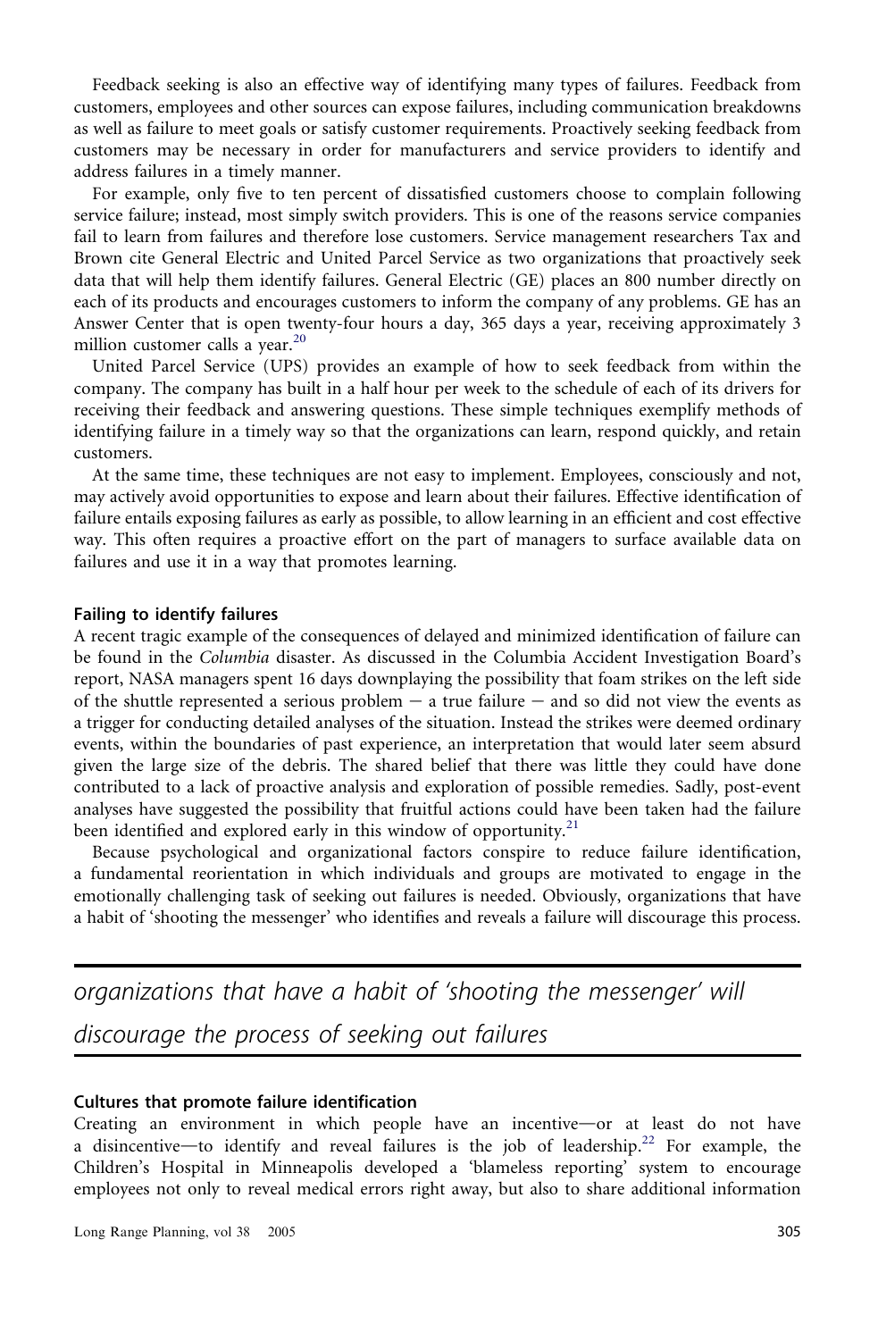Feedback seeking is also an effective way of identifying many types of failures. Feedback from customers, employees and other sources can expose failures, including communication breakdowns as well as failure to meet goals or satisfy customer requirements. Proactively seeking feedback from customers may be necessary in order for manufacturers and service providers to identify and address failures in a timely manner.

For example, only five to ten percent of dissatisfied customers choose to complain following service failure; instead, most simply switch providers. This is one of the reasons service companies fail to learn from failures and therefore lose customers. Service management researchers Tax and Brown cite General Electric and United Parcel Service as two organizations that proactively seek data that will help them identify failures. General Electric (GE) places an 800 number directly on each of its products and encourages customers to inform the company of any problems. GE has an Answer Center that is open twenty-four hours a day, 365 days a year, receiving approximately 3 million customer calls a year.[20]

United Parcel Service (UPS) provides an example of how to seek feedback from within the company. The company has built in a half hour per week to the schedule of each of its drivers for receiving their feedback and answering questions. These simple techniques exemplify methods of identifying failure in a timely way so that the organizations can learn, respond quickly, and retain customers.

At the same time, these techniques are not easy to implement. Employees, consciously and not, may actively avoid opportunities to expose and learn about their failures. Effective identification of failure entails exposing failures as early as possible, to allow learning in an efficient and cost effective way. This often requires a proactive effort on the part of managers to surface available data on failures and use it in a way that promotes learning.

### Failing to identify failures

A recent tragic example of the consequences of delayed and minimized identification of failure can be found in the *Columbia* disaster. As discussed in the Columbia Accident Investigation Board's report, NASA managers spent 16 days downplaying the possibility that foam strikes on the left side of the shuttle represented a serious problem – a true failure – and so did not view the events as a trigger for conducting detailed analyses of the situation. Instead the strikes were deemed ordinary events, within the boundaries of past experience, an interpretation that would later seem absurd given the large size of the debris. The shared belief that there was little they could have done contributed to a lack of proactive analysis and exploration of possible remedies. Sadly, post-event analyses have suggested the possibility that fruitful actions could have been taken had the failure been identified and explored early in this window of opportunity.[21]

Because psychological and organizational factors conspire to reduce failure identification, a fundamental reorientation in which individuals and groups are motivated to engage in the emotionally challenging task of seeking out failures is needed. Obviously, organizations that have a habit of 'shooting the messenger' who identifies and reveals a failure will discourage this process.

> *organizations that have a habit of 'shooting the messenger' will discourage the process of seeking out failures*

### Cultures that promote failure identification

Creating an environment in which people have an incentive—or at least do not have a disincentive—to identify and reveal failures is the job of leadership.[22] For example, the Children's Hospital in Minneapolis developed a 'blameless reporting' system to encourage employees not only to reveal medical errors right away, but also to share additional information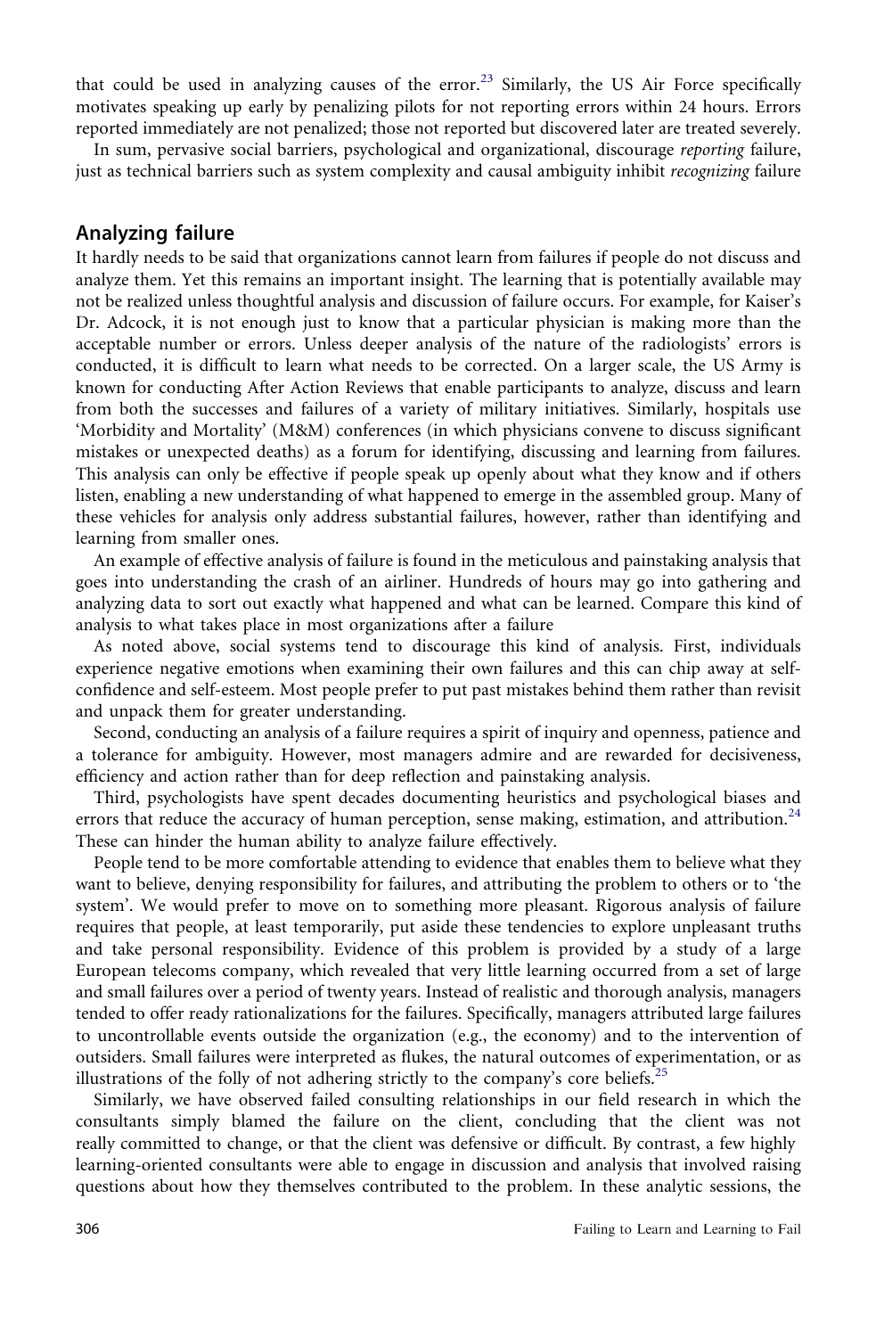that could be used in analyzing causes of the error.[23] Similarly, the US Air Force specifically motivates speaking up early by penalizing pilots for not reporting errors within 24 hours. Errors reported immediately are not penalized; those not reported but discovered later are treated severely.

In sum, pervasive social barriers, psychological and organizational, discourage *reporting* failure, just as technical barriers such as system complexity and causal ambiguity inhibit *recognizing* failure

## Analyzing failure

It hardly needs to be said that organizations cannot learn from failures if people do not discuss and analyze them. Yet this remains an important insight. The learning that is potentially available may not be realized unless thoughtful analysis and discussion of failure occurs. For example, for Kaiser's Dr. Adcock, it is not enough just to know that a particular physician is making more than the acceptable number or errors. Unless deeper analysis of the nature of the radiologists' errors is conducted, it is difficult to learn what needs to be corrected. On a larger scale, the US Army is known for conducting After Action Reviews that enable participants to analyze, discuss and learn from both the successes and failures of a variety of military initiatives. Similarly, hospitals use 'Morbidity and Mortality' (M&M) conferences (in which physicians convene to discuss significant mistakes or unexpected deaths) as a forum for identifying, discussing and learning from failures. This analysis can only be effective if people speak up openly about what they know and if others listen, enabling a new understanding of what happened to emerge in the assembled group. Many of these vehicles for analysis only address substantial failures, however, rather than identifying and learning from smaller ones.

An example of effective analysis of failure is found in the meticulous and painstaking analysis that goes into understanding the crash of an airliner. Hundreds of hours may go into gathering and analyzing data to sort out exactly what happened and what can be learned. Compare this kind of analysis to what takes place in most organizations after a failure

As noted above, social systems tend to discourage this kind of analysis. First, individuals experience negative emotions when examining their own failures and this can chip away at self-confidence and self-esteem. Most people prefer to put past mistakes behind them rather than revisit and unpack them for greater understanding.

Second, conducting an analysis of a failure requires a spirit of inquiry and openness, patience and a tolerance for ambiguity. However, most managers admire and are rewarded for decisiveness, efficiency and action rather than for deep reflection and painstaking analysis.

Third, psychologists have spent decades documenting heuristics and psychological biases and errors that reduce the accuracy of human perception, sense making, estimation, and attribution.[24] These can hinder the human ability to analyze failure effectively.

People tend to be more comfortable attending to evidence that enables them to believe what they want to believe, denying responsibility for failures, and attributing the problem to others or to 'the system'. We would prefer to move on to something more pleasant. Rigorous analysis of failure requires that people, at least temporarily, put aside these tendencies to explore unpleasant truths and take personal responsibility. Evidence of this problem is provided by a study of a large European telecoms company, which revealed that very little learning occurred from a set of large and small failures over a period of twenty years. Instead of realistic and thorough analysis, managers tended to offer ready rationalizations for the failures. Specifically, managers attributed large failures to uncontrollable events outside the organization (e.g., the economy) and to the intervention of outsiders. Small failures were interpreted as flukes, the natural outcomes of experimentation, or as illustrations of the folly of not adhering strictly to the company's core beliefs.[25]

Similarly, we have observed failed consulting relationships in our field research in which the consultants simply blamed the failure on the client, concluding that the client was not really committed to change, or that the client was defensive or difficult. By contrast, a few highly learning-oriented consultants were able to engage in discussion and analysis that involved raising questions about how they themselves contributed to the problem. In these analytic sessions, the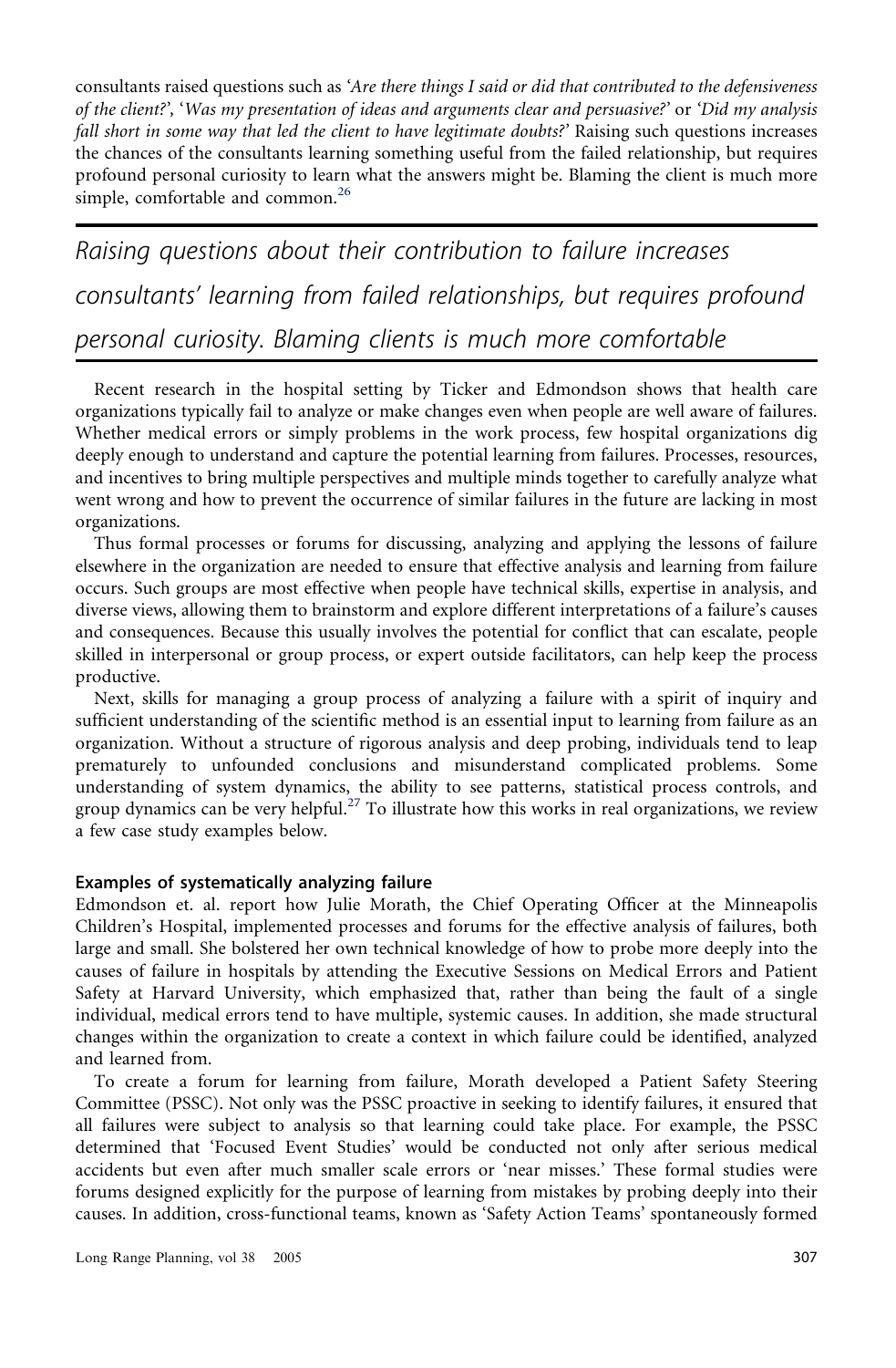consultants raised questions such as '*Are there things I said or did that contributed to the defensiveness of the client?*', '*Was my presentation of ideas and arguments clear and persuasive?*' or '*Did my analysis fall short in some way that led the client to have legitimate doubts?*' Raising such questions increases the chances of the consultants learning something useful from the failed relationship, but requires profound personal curiosity to learn what the answers might be. Blaming the client is much more simple, comfortable and common.[26]

> *Raising questions about their contribution to failure increases consultants' learning from failed relationships, but requires profound personal curiosity. Blaming clients is much more comfortable*

Recent research in the hospital setting by Ticker and Edmondson shows that health care organizations typically fail to analyze or make changes even when people are well aware of failures. Whether medical errors or simply problems in the work process, few hospital organizations dig deeply enough to understand and capture the potential learning from failures. Processes, resources, and incentives to bring multiple perspectives and multiple minds together to carefully analyze what went wrong and how to prevent the occurrence of similar failures in the future are lacking in most organizations.

Thus formal processes or forums for discussing, analyzing and applying the lessons of failure elsewhere in the organization are needed to ensure that effective analysis and learning from failure occurs. Such groups are most effective when people have technical skills, expertise in analysis, and diverse views, allowing them to brainstorm and explore different interpretations of a failure's causes and consequences. Because this usually involves the potential for conflict that can escalate, people skilled in interpersonal or group process, or expert outside facilitators, can help keep the process productive.

Next, skills for managing a group process of analyzing a failure with a spirit of inquiry and sufficient understanding of the scientific method is an essential input to learning from failure as an organization. Without a structure of rigorous analysis and deep probing, individuals tend to leap prematurely to unfounded conclusions and misunderstand complicated problems. Some understanding of system dynamics, the ability to see patterns, statistical process controls, and group dynamics can be very helpful.[27] To illustrate how this works in real organizations, we review a few case study examples below.

#### Examples of systematically analyzing failure

Edmondson et. al. report how Julie Morath, the Chief Operating Officer at the Minneapolis Children's Hospital, implemented processes and forums for the effective analysis of failures, both large and small. She bolstered her own technical knowledge of how to probe more deeply into the causes of failure in hospitals by attending the Executive Sessions on Medical Errors and Patient Safety at Harvard University, which emphasized that, rather than being the fault of a single individual, medical errors tend to have multiple, systemic causes. In addition, she made structural changes within the organization to create a context in which failure could be identified, analyzed and learned from.

To create a forum for learning from failure, Morath developed a Patient Safety Steering Committee (PSSC). Not only was the PSSC proactive in seeking to identify failures, it ensured that all failures were subject to analysis so that learning could take place. For example, the PSSC determined that 'Focused Event Studies' would be conducted not only after serious medical accidents but even after much smaller scale errors or 'near misses.' These formal studies were forums designed explicitly for the purpose of learning from mistakes by probing deeply into their causes. In addition, cross-functional teams, known as 'Safety Action Teams' spontaneously formed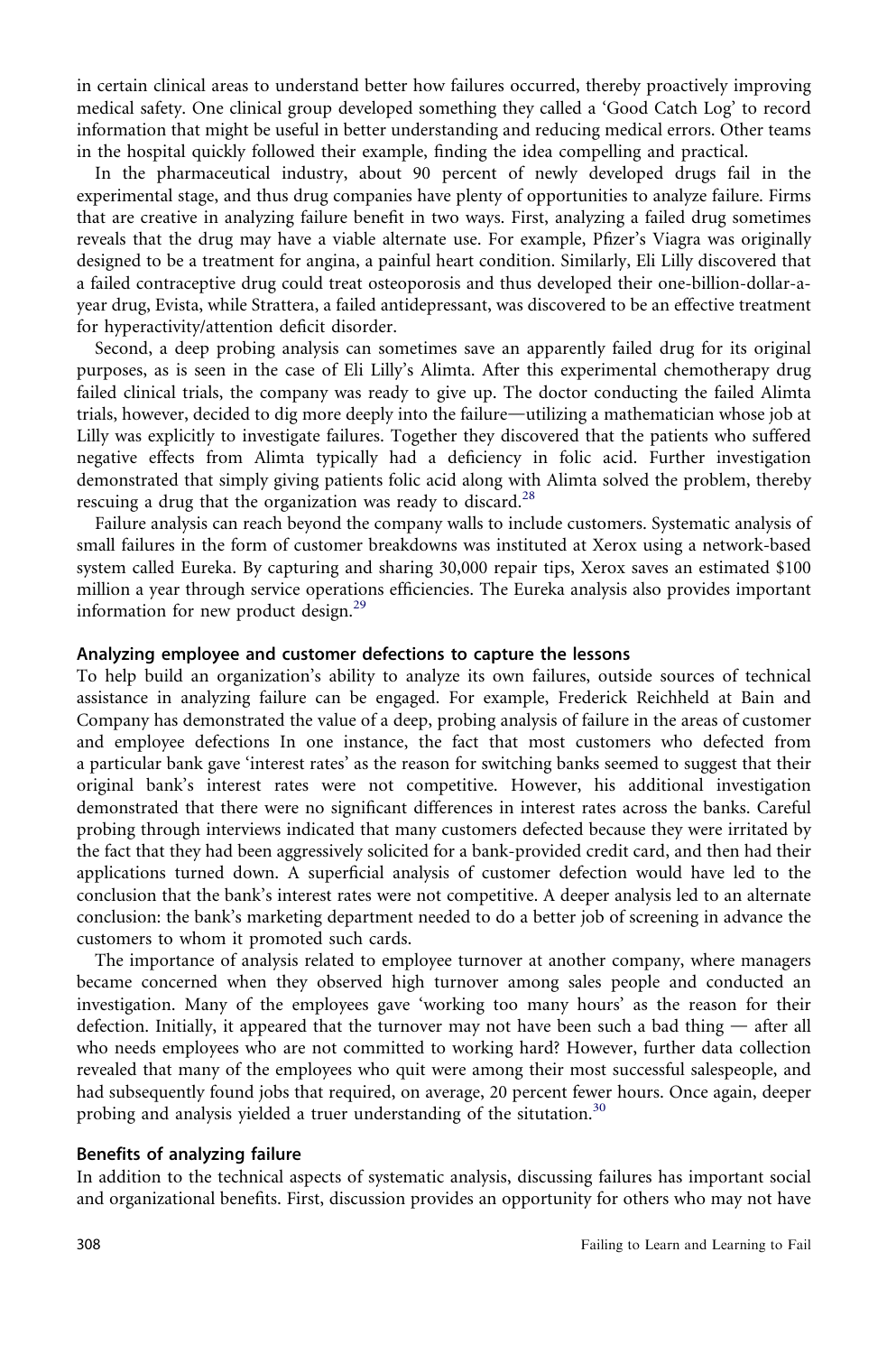in certain clinical areas to understand better how failures occurred, thereby proactively improving medical safety. One clinical group developed something they called a 'Good Catch Log' to record information that might be useful in better understanding and reducing medical errors. Other teams in the hospital quickly followed their example, finding the idea compelling and practical.

In the pharmaceutical industry, about 90 percent of newly developed drugs fail in the experimental stage, and thus drug companies have plenty of opportunities to analyze failure. Firms that are creative in analyzing failure benefit in two ways. First, analyzing a failed drug sometimes reveals that the drug may have a viable alternate use. For example, Pfizer's Viagra was originally designed to be a treatment for angina, a painful heart condition. Similarly, Eli Lilly discovered that a failed contraceptive drug could treat osteoporosis and thus developed their one-billion-dollar-a-year drug, Evista, while Strattera, a failed antidepressant, was discovered to be an effective treatment for hyperactivity/attention deficit disorder.

Second, a deep probing analysis can sometimes save an apparently failed drug for its original purposes, as is seen in the case of Eli Lilly's Alimta. After this experimental chemotherapy drug failed clinical trials, the company was ready to give up. The doctor conducting the failed Alimta trials, however, decided to dig more deeply into the failure—utilizing a mathematician whose job at Lilly was explicitly to investigate failures. Together they discovered that the patients who suffered negative effects from Alimta typically had a deficiency in folic acid. Further investigation demonstrated that simply giving patients folic acid along with Alimta solved the problem, thereby rescuing a drug that the organization was ready to discard.[28]

Failure analysis can reach beyond the company walls to include customers. Systematic analysis of small failures in the form of customer breakdowns was instituted at Xerox using a network-based system called Eureka. By capturing and sharing 30,000 repair tips, Xerox saves an estimated $100 million a year through service operations efficiencies. The Eureka analysis also provides important information for new product design.[29]

### Analyzing employee and customer defections to capture the lessons

To help build an organization's ability to analyze its own failures, outside sources of technical assistance in analyzing failure can be engaged. For example, Frederick Reichheld at Bain and Company has demonstrated the value of a deep, probing analysis of failure in the areas of customer and employee defections In one instance, the fact that most customers who defected from a particular bank gave 'interest rates' as the reason for switching banks seemed to suggest that their original bank's interest rates were not competitive. However, his additional investigation demonstrated that there were no significant differences in interest rates across the banks. Careful probing through interviews indicated that many customers defected because they were irritated by the fact that they had been aggressively solicited for a bank-provided credit card, and then had their applications turned down. A superficial analysis of customer defection would have led to the conclusion that the bank's interest rates were not competitive. A deeper analysis led to an alternate conclusion: the bank's marketing department needed to do a better job of screening in advance the customers to whom it promoted such cards.

The importance of analysis related to employee turnover at another company, where managers became concerned when they observed high turnover among sales people and conducted an investigation. Many of the employees gave 'working too many hours' as the reason for their defection. Initially, it appeared that the turnover may not have been such a bad thing — after all who needs employees who are not committed to working hard? However, further data collection revealed that many of the employees who quit were among their most successful salespeople, and had subsequently found jobs that required, on average, 20 percent fewer hours. Once again, deeper probing and analysis yielded a truer understanding of the situtation.[30]

### Benefits of analyzing failure

In addition to the technical aspects of systematic analysis, discussing failures has important social and organizational benefits. First, discussion provides an opportunity for others who may not have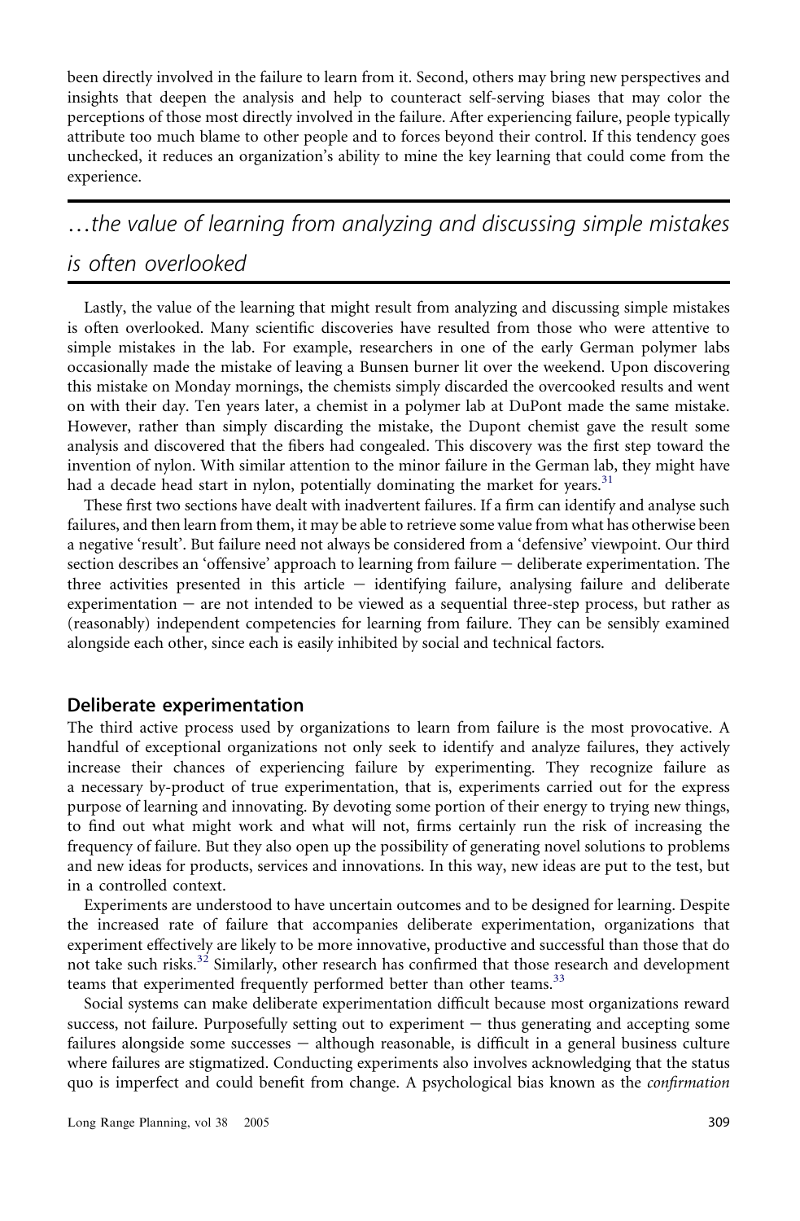been directly involved in the failure to learn from it. Second, others may bring new perspectives and insights that deepen the analysis and help to counteract self-serving biases that may color the perceptions of those most directly involved in the failure. After experiencing failure, people typically attribute too much blame to other people and to forces beyond their control. If this tendency goes unchecked, it reduces an organization's ability to mine the key learning that could come from the experience.

> *…the value of learning from analyzing and discussing simple mistakes is often overlooked*

Lastly, the value of the learning that might result from analyzing and discussing simple mistakes is often overlooked. Many scientific discoveries have resulted from those who were attentive to simple mistakes in the lab. For example, researchers in one of the early German polymer labs occasionally made the mistake of leaving a Bunsen burner lit over the weekend. Upon discovering this mistake on Monday mornings, the chemists simply discarded the overcooked results and went on with their day. Ten years later, a chemist in a polymer lab at DuPont made the same mistake. However, rather than simply discarding the mistake, the Dupont chemist gave the result some analysis and discovered that the fibers had congealed. This discovery was the first step toward the invention of nylon. With similar attention to the minor failure in the German lab, they might have had a decade head start in nylon, potentially dominating the market for years.[31]

These first two sections have dealt with inadvertent failures. If a firm can identify and analyse such failures, and then learn from them, it may be able to retrieve some value from what has otherwise been a negative 'result'. But failure need not always be considered from a 'defensive' viewpoint. Our third section describes an 'offensive' approach to learning from failure – deliberate experimentation. The three activities presented in this article – identifying failure, analysing failure and deliberate experimentation – are not intended to be viewed as a sequential three-step process, but rather as (reasonably) independent competencies for learning from failure. They can be sensibly examined alongside each other, since each is easily inhibited by social and technical factors.

## Deliberate experimentation

The third active process used by organizations to learn from failure is the most provocative. A handful of exceptional organizations not only seek to identify and analyze failures, they actively increase their chances of experiencing failure by experimenting. They recognize failure as a necessary by-product of true experimentation, that is, experiments carried out for the express purpose of learning and innovating. By devoting some portion of their energy to trying new things, to find out what might work and what will not, firms certainly run the risk of increasing the frequency of failure. But they also open up the possibility of generating novel solutions to problems and new ideas for products, services and innovations. In this way, new ideas are put to the test, but in a controlled context.

Experiments are understood to have uncertain outcomes and to be designed for learning. Despite the increased rate of failure that accompanies deliberate experimentation, organizations that experiment effectively are likely to be more innovative, productive and successful than those that do not take such risks.[32] Similarly, other research has confirmed that those research and development teams that experimented frequently performed better than other teams.[33]

Social systems can make deliberate experimentation difficult because most organizations reward success, not failure. Purposefully setting out to experiment – thus generating and accepting some failures alongside some successes – although reasonable, is difficult in a general business culture where failures are stigmatized. Conducting experiments also involves acknowledging that the status quo is imperfect and could benefit from change. A psychological bias known as the *confirmation*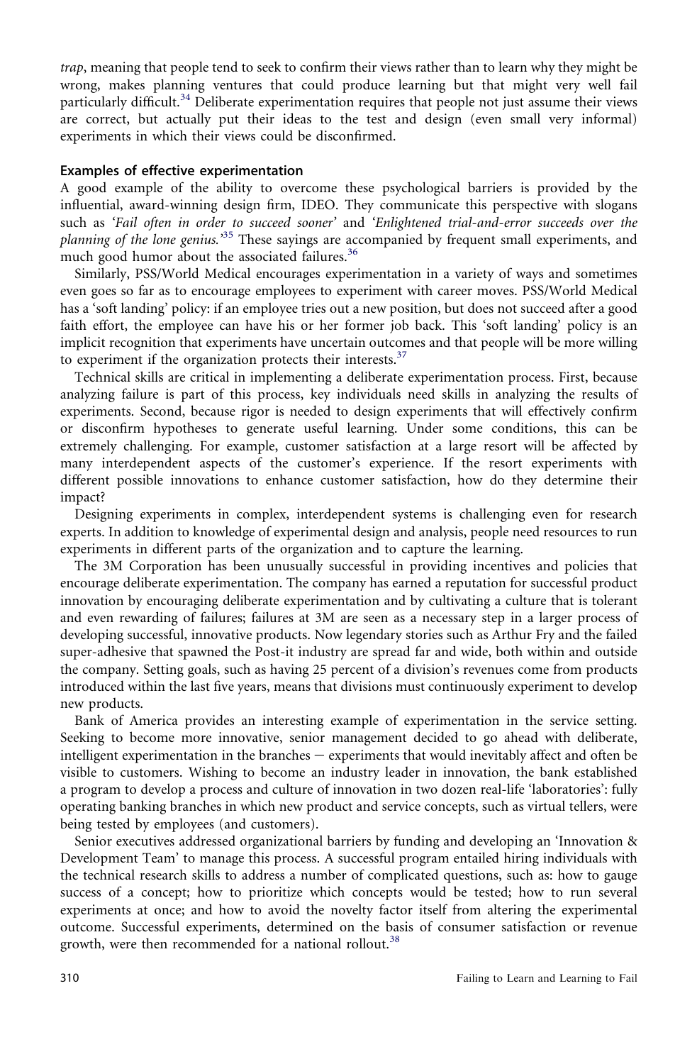*trap*, meaning that people tend to seek to confirm their views rather than to learn why they might be wrong, makes planning ventures that could produce learning but that might very well fail particularly difficult.[34] Deliberate experimentation requires that people not just assume their views are correct, but actually put their ideas to the test and design (even small very informal) experiments in which their views could be disconfirmed.

### Examples of effective experimentation

A good example of the ability to overcome these psychological barriers is provided by the influential, award-winning design firm, IDEO. They communicate this perspective with slogans such as *'Fail often in order to succeed sooner'* and *'Enlightened trial-and-error succeeds over the planning of the lone genius.'*[35] These sayings are accompanied by frequent small experiments, and much good humor about the associated failures.[36]

Similarly, PSS/World Medical encourages experimentation in a variety of ways and sometimes even goes so far as to encourage employees to experiment with career moves. PSS/World Medical has a 'soft landing' policy: if an employee tries out a new position, but does not succeed after a good faith effort, the employee can have his or her former job back. This 'soft landing' policy is an implicit recognition that experiments have uncertain outcomes and that people will be more willing to experiment if the organization protects their interests.[37]

Technical skills are critical in implementing a deliberate experimentation process. First, because analyzing failure is part of this process, key individuals need skills in analyzing the results of experiments. Second, because rigor is needed to design experiments that will effectively confirm or disconfirm hypotheses to generate useful learning. Under some conditions, this can be extremely challenging. For example, customer satisfaction at a large resort will be affected by many interdependent aspects of the customer's experience. If the resort experiments with different possible innovations to enhance customer satisfaction, how do they determine their impact?

Designing experiments in complex, interdependent systems is challenging even for research experts. In addition to knowledge of experimental design and analysis, people need resources to run experiments in different parts of the organization and to capture the learning.

The 3M Corporation has been unusually successful in providing incentives and policies that encourage deliberate experimentation. The company has earned a reputation for successful product innovation by encouraging deliberate experimentation and by cultivating a culture that is tolerant and even rewarding of failures; failures at 3M are seen as a necessary step in a larger process of developing successful, innovative products. Now legendary stories such as Arthur Fry and the failed super-adhesive that spawned the Post-it industry are spread far and wide, both within and outside the company. Setting goals, such as having 25 percent of a division's revenues come from products introduced within the last five years, means that divisions must continuously experiment to develop new products.

Bank of America provides an interesting example of experimentation in the service setting. Seeking to become more innovative, senior management decided to go ahead with deliberate, intelligent experimentation in the branches – experiments that would inevitably affect and often be visible to customers. Wishing to become an industry leader in innovation, the bank established a program to develop a process and culture of innovation in two dozen real-life 'laboratories': fully operating banking branches in which new product and service concepts, such as virtual tellers, were being tested by employees (and customers).

Senior executives addressed organizational barriers by funding and developing an 'Innovation & Development Team' to manage this process. A successful program entailed hiring individuals with the technical research skills to address a number of complicated questions, such as: how to gauge success of a concept; how to prioritize which concepts would be tested; how to run several experiments at once; and how to avoid the novelty factor itself from altering the experimental outcome. Successful experiments, determined on the basis of consumer satisfaction or revenue growth, were then recommended for a national rollout.[38]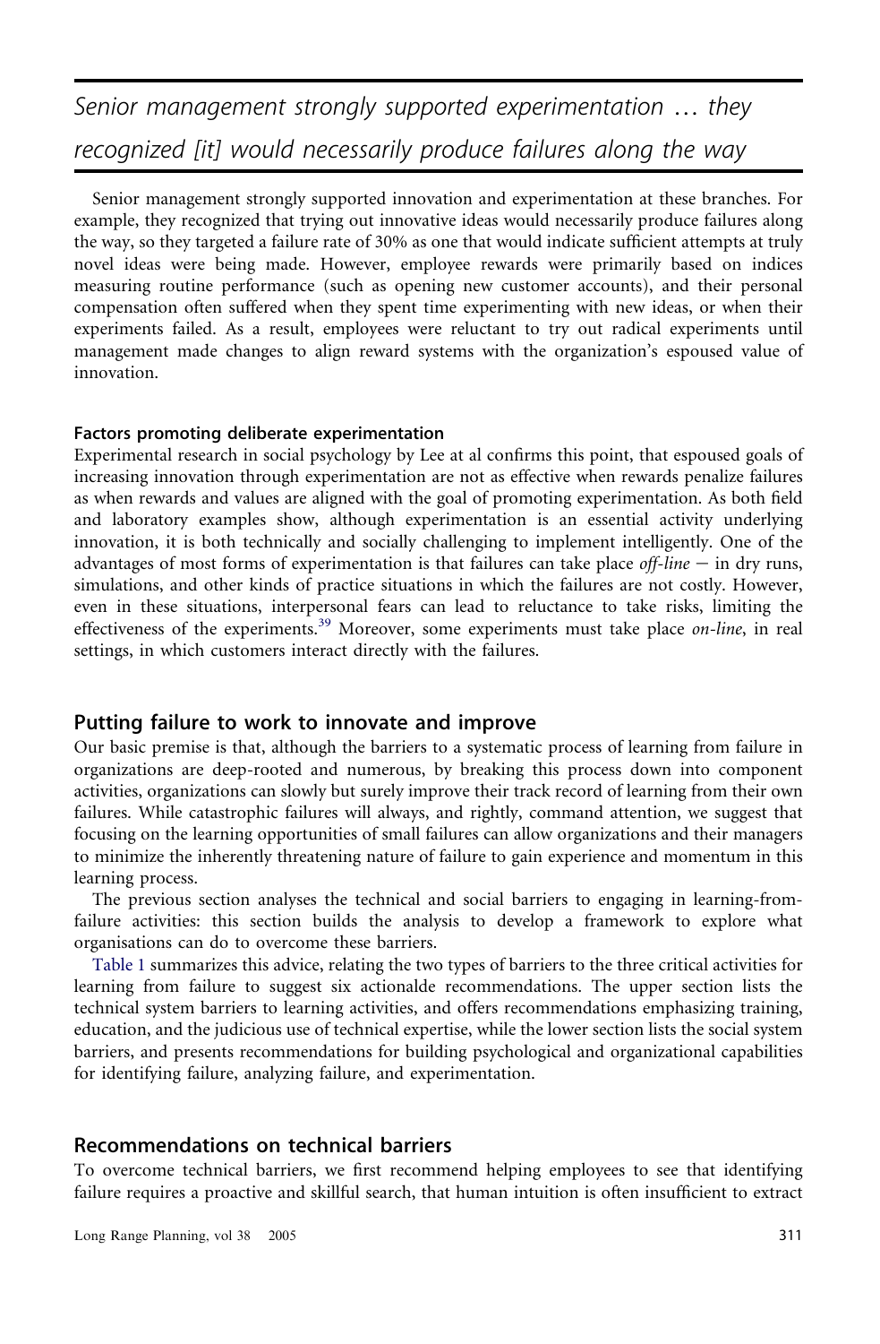*Senior management strongly supported experimentation … they recognized [it] would necessarily produce failures along the way*

Senior management strongly supported innovation and experimentation at these branches. For example, they recognized that trying out innovative ideas would necessarily produce failures along the way, so they targeted a failure rate of 30% as one that would indicate sufficient attempts at truly novel ideas were being made. However, employee rewards were primarily based on indices measuring routine performance (such as opening new customer accounts), and their personal compensation often suffered when they spent time experimenting with new ideas, or when their experiments failed. As a result, employees were reluctant to try out radical experiments until management made changes to align reward systems with the organization's espoused value of innovation.

#### Factors promoting deliberate experimentation

Experimental research in social psychology by Lee at al confirms this point, that espoused goals of increasing innovation through experimentation are not as effective when rewards penalize failures as when rewards and values are aligned with the goal of promoting experimentation. As both field and laboratory examples show, although experimentation is an essential activity underlying innovation, it is both technically and socially challenging to implement intelligently. One of the advantages of most forms of experimentation is that failures can take place *off-line* – in dry runs, simulations, and other kinds of practice situations in which the failures are not costly. However, even in these situations, interpersonal fears can lead to reluctance to take risks, limiting the effectiveness of the experiments.[39] Moreover, some experiments must take place *on-line*, in real settings, in which customers interact directly with the failures.

## Putting failure to work to innovate and improve

Our basic premise is that, although the barriers to a systematic process of learning from failure in organizations are deep-rooted and numerous, by breaking this process down into component activities, organizations can slowly but surely improve their track record of learning from their own failures. While catastrophic failures will always, and rightly, command attention, we suggest that focusing on the learning opportunities of small failures can allow organizations and their managers to minimize the inherently threatening nature of failure to gain experience and momentum in this learning process.

The previous section analyses the technical and social barriers to engaging in learning-from-failure activities: this section builds the analysis to develop a framework to explore what organisations can do to overcome these barriers.

Table 1 summarizes this advice, relating the two types of barriers to the three critical activities for learning from failure to suggest six actionalde recommendations. The upper section lists the technical system barriers to learning activities, and offers recommendations emphasizing training, education, and the judicious use of technical expertise, while the lower section lists the social system barriers, and presents recommendations for building psychological and organizational capabilities for identifying failure, analyzing failure, and experimentation.

## Recommendations on technical barriers

To overcome technical barriers, we first recommend helping employees to see that identifying failure requires a proactive and skillful search, that human intuition is often insufficient to extract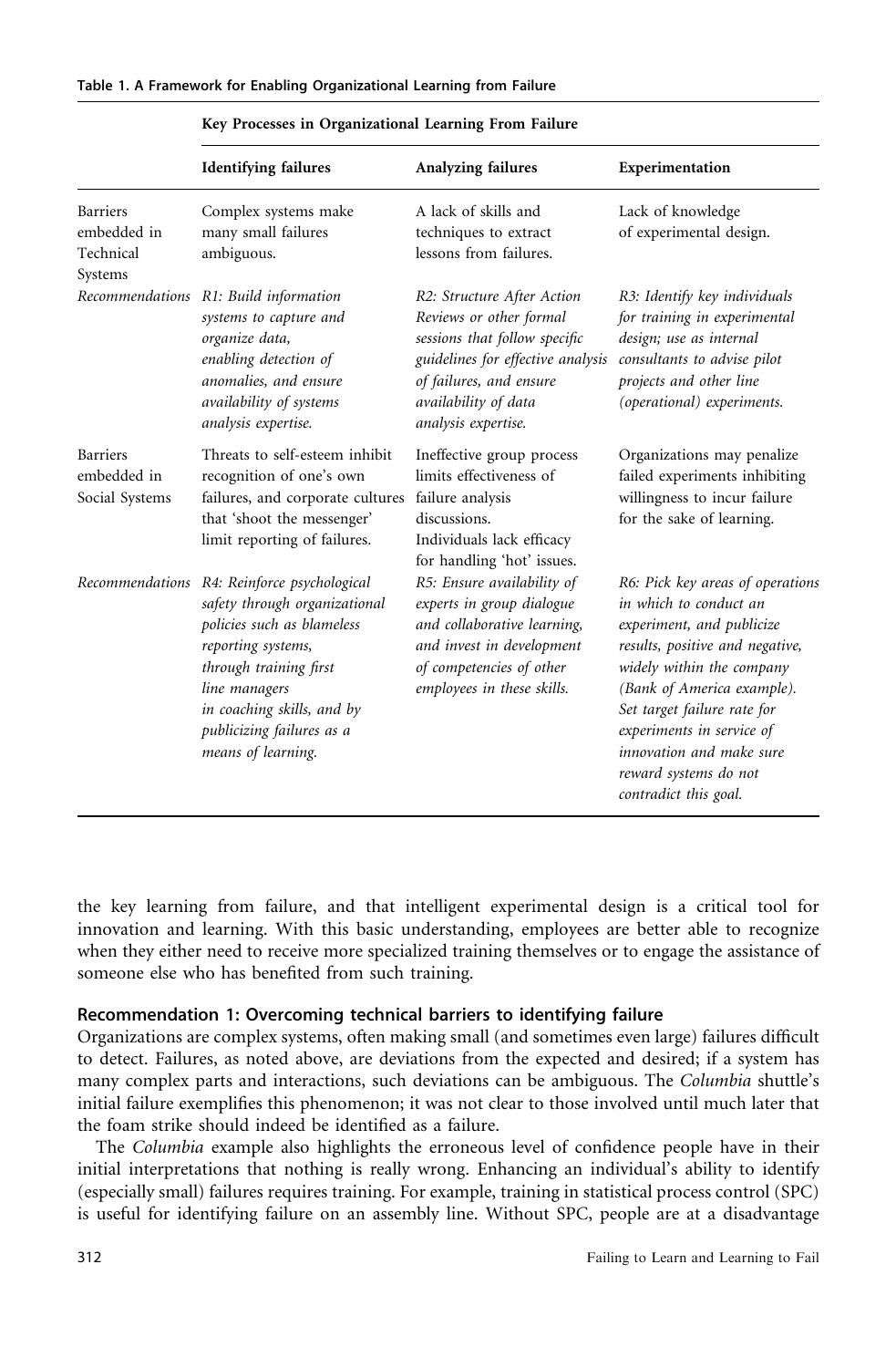**Table 1. A Framework for Enabling Organizational Learning from Failure**

| | Key Processes in Organizational Learning From Failure | | |
|---|---|---|---|
| | **Identifying failures** | **Analyzing failures** | **Experimentation** |
| Barriers embedded in Technical Systems | Complex systems make many small failures ambiguous. | A lack of skills and techniques to extract lessons from failures. | Lack of knowledge of experimental design. |
| *Recommendations* | *R1: Build information systems to capture and organize data, enabling detection of anomalies, and ensure availability of systems analysis expertise.* | *R2: Structure After Action Reviews or other formal sessions that follow specific guidelines for effective analysis of failures, and ensure availability of data analysis expertise.* | *R3: Identify key individuals for training in experimental design; use as internal consultants to advise pilot projects and other line (operational) experiments.* |
| Barriers embedded in Social Systems | Threats to self-esteem inhibit recognition of one's own failures, and corporate cultures that 'shoot the messenger' limit reporting of failures. | Ineffective group process limits effectiveness of failure analysis discussions. Individuals lack efficacy for handling 'hot' issues. | Organizations may penalize failed experiments inhibiting willingness to incur failure for the sake of learning. |
| *Recommendations* | *R4: Reinforce psychological safety through organizational policies such as blameless reporting systems, through training first line managers in coaching skills, and by publicizing failures as a means of learning.* | *R5: Ensure availability of experts in group dialogue and collaborative learning, and invest in development of competencies of other employees in these skills.* | *R6: Pick key areas of operations in which to conduct an experiment, and publicize results, positive and negative, widely within the company (Bank of America example). Set target failure rate for experiments in service of innovation and make sure reward systems do not contradict this goal.* |

the key learning from failure, and that intelligent experimental design is a critical tool for innovation and learning. With this basic understanding, employees are better able to recognize when they either need to receive more specialized training themselves or to engage the assistance of someone else who has benefited from such training.

### Recommendation 1: Overcoming technical barriers to identifying failure

Organizations are complex systems, often making small (and sometimes even large) failures difficult to detect. Failures, as noted above, are deviations from the expected and desired; if a system has many complex parts and interactions, such deviations can be ambiguous. The *Columbia* shuttle's initial failure exemplifies this phenomenon; it was not clear to those involved until much later that the foam strike should indeed be identified as a failure.

The *Columbia* example also highlights the erroneous level of confidence people have in their initial interpretations that nothing is really wrong. Enhancing an individual's ability to identify (especially small) failures requires training. For example, training in statistical process control (SPC) is useful for identifying failure on an assembly line. Without SPC, people are at a disadvantage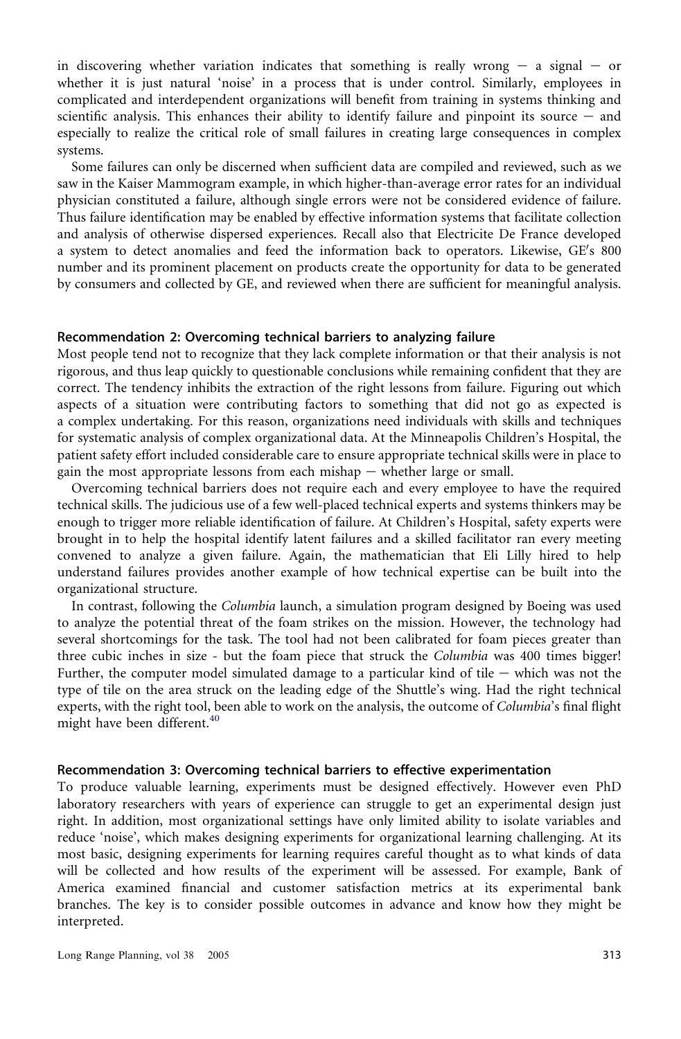in discovering whether variation indicates that something is really wrong — a signal — or whether it is just natural 'noise' in a process that is under control. Similarly, employees in complicated and interdependent organizations will benefit from training in systems thinking and scientific analysis. This enhances their ability to identify failure and pinpoint its source — and especially to realize the critical role of small failures in creating large consequences in complex systems.

Some failures can only be discerned when sufficient data are compiled and reviewed, such as we saw in the Kaiser Mammogram example, in which higher-than-average error rates for an individual physician constituted a failure, although single errors were not be considered evidence of failure. Thus failure identification may be enabled by effective information systems that facilitate collection and analysis of otherwise dispersed experiences. Recall also that Electricite De France developed a system to detect anomalies and feed the information back to operators. Likewise, GE's 800 number and its prominent placement on products create the opportunity for data to be generated by consumers and collected by GE, and reviewed when there are sufficient for meaningful analysis.

### Recommendation 2: Overcoming technical barriers to analyzing failure

Most people tend not to recognize that they lack complete information or that their analysis is not rigorous, and thus leap quickly to questionable conclusions while remaining confident that they are correct. The tendency inhibits the extraction of the right lessons from failure. Figuring out which aspects of a situation were contributing factors to something that did not go as expected is a complex undertaking. For this reason, organizations need individuals with skills and techniques for systematic analysis of complex organizational data. At the Minneapolis Children's Hospital, the patient safety effort included considerable care to ensure appropriate technical skills were in place to gain the most appropriate lessons from each mishap — whether large or small.

Overcoming technical barriers does not require each and every employee to have the required technical skills. The judicious use of a few well-placed technical experts and systems thinkers may be enough to trigger more reliable identification of failure. At Children's Hospital, safety experts were brought in to help the hospital identify latent failures and a skilled facilitator ran every meeting convened to analyze a given failure. Again, the mathematician that Eli Lilly hired to help understand failures provides another example of how technical expertise can be built into the organizational structure.

In contrast, following the *Columbia* launch, a simulation program designed by Boeing was used to analyze the potential threat of the foam strikes on the mission. However, the technology had several shortcomings for the task. The tool had not been calibrated for foam pieces greater than three cubic inches in size - but the foam piece that struck the *Columbia* was 400 times bigger! Further, the computer model simulated damage to a particular kind of tile — which was not the type of tile on the area struck on the leading edge of the Shuttle's wing. Had the right technical experts, with the right tool, been able to work on the analysis, the outcome of *Columbia*'s final flight might have been different.[40]

### Recommendation 3: Overcoming technical barriers to effective experimentation

To produce valuable learning, experiments must be designed effectively. However even PhD laboratory researchers with years of experience can struggle to get an experimental design just right. In addition, most organizational settings have only limited ability to isolate variables and reduce 'noise', which makes designing experiments for organizational learning challenging. At its most basic, designing experiments for learning requires careful thought as to what kinds of data will be collected and how results of the experiment will be assessed. For example, Bank of America examined financial and customer satisfaction metrics at its experimental bank branches. The key is to consider possible outcomes in advance and know how they might be interpreted.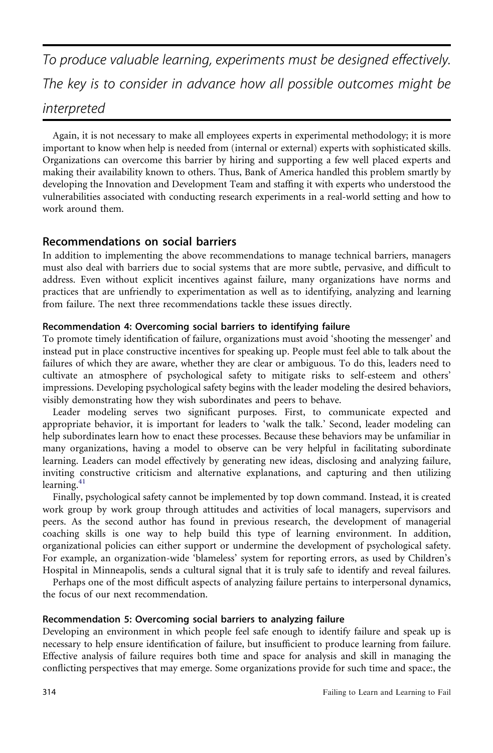*To produce valuable learning, experiments must be designed effectively. The key is to consider in advance how all possible outcomes might be interpreted*

Again, it is not necessary to make all employees experts in experimental methodology; it is more important to know when help is needed from (internal or external) experts with sophisticated skills. Organizations can overcome this barrier by hiring and supporting a few well placed experts and making their availability known to others. Thus, Bank of America handled this problem smartly by developing the Innovation and Development Team and staffing it with experts who understood the vulnerabilities associated with conducting research experiments in a real-world setting and how to work around them.

## Recommendations on social barriers

In addition to implementing the above recommendations to manage technical barriers, managers must also deal with barriers due to social systems that are more subtle, pervasive, and difficult to address. Even without explicit incentives against failure, many organizations have norms and practices that are unfriendly to experimentation as well as to identifying, analyzing and learning from failure. The next three recommendations tackle these issues directly.

### Recommendation 4: Overcoming social barriers to identifying failure

To promote timely identification of failure, organizations must avoid 'shooting the messenger' and instead put in place constructive incentives for speaking up. People must feel able to talk about the failures of which they are aware, whether they are clear or ambiguous. To do this, leaders need to cultivate an atmosphere of psychological safety to mitigate risks to self-esteem and others' impressions. Developing psychological safety begins with the leader modeling the desired behaviors, visibly demonstrating how they wish subordinates and peers to behave.

Leader modeling serves two significant purposes. First, to communicate expected and appropriate behavior, it is important for leaders to 'walk the talk.' Second, leader modeling can help subordinates learn how to enact these processes. Because these behaviors may be unfamiliar in many organizations, having a model to observe can be very helpful in facilitating subordinate learning. Leaders can model effectively by generating new ideas, disclosing and analyzing failure, inviting constructive criticism and alternative explanations, and capturing and then utilizing learning.[41]

Finally, psychological safety cannot be implemented by top down command. Instead, it is created work group by work group through attitudes and activities of local managers, supervisors and peers. As the second author has found in previous research, the development of managerial coaching skills is one way to help build this type of learning environment. In addition, organizational policies can either support or undermine the development of psychological safety. For example, an organization-wide 'blameless' system for reporting errors, as used by Children's Hospital in Minneapolis, sends a cultural signal that it is truly safe to identify and reveal failures.

Perhaps one of the most difficult aspects of analyzing failure pertains to interpersonal dynamics, the focus of our next recommendation.

### Recommendation 5: Overcoming social barriers to analyzing failure

Developing an environment in which people feel safe enough to identify failure and speak up is necessary to help ensure identification of failure, but insufficient to produce learning from failure. Effective analysis of failure requires both time and space for analysis and skill in managing the conflicting perspectives that may emerge. Some organizations provide for such time and space:, the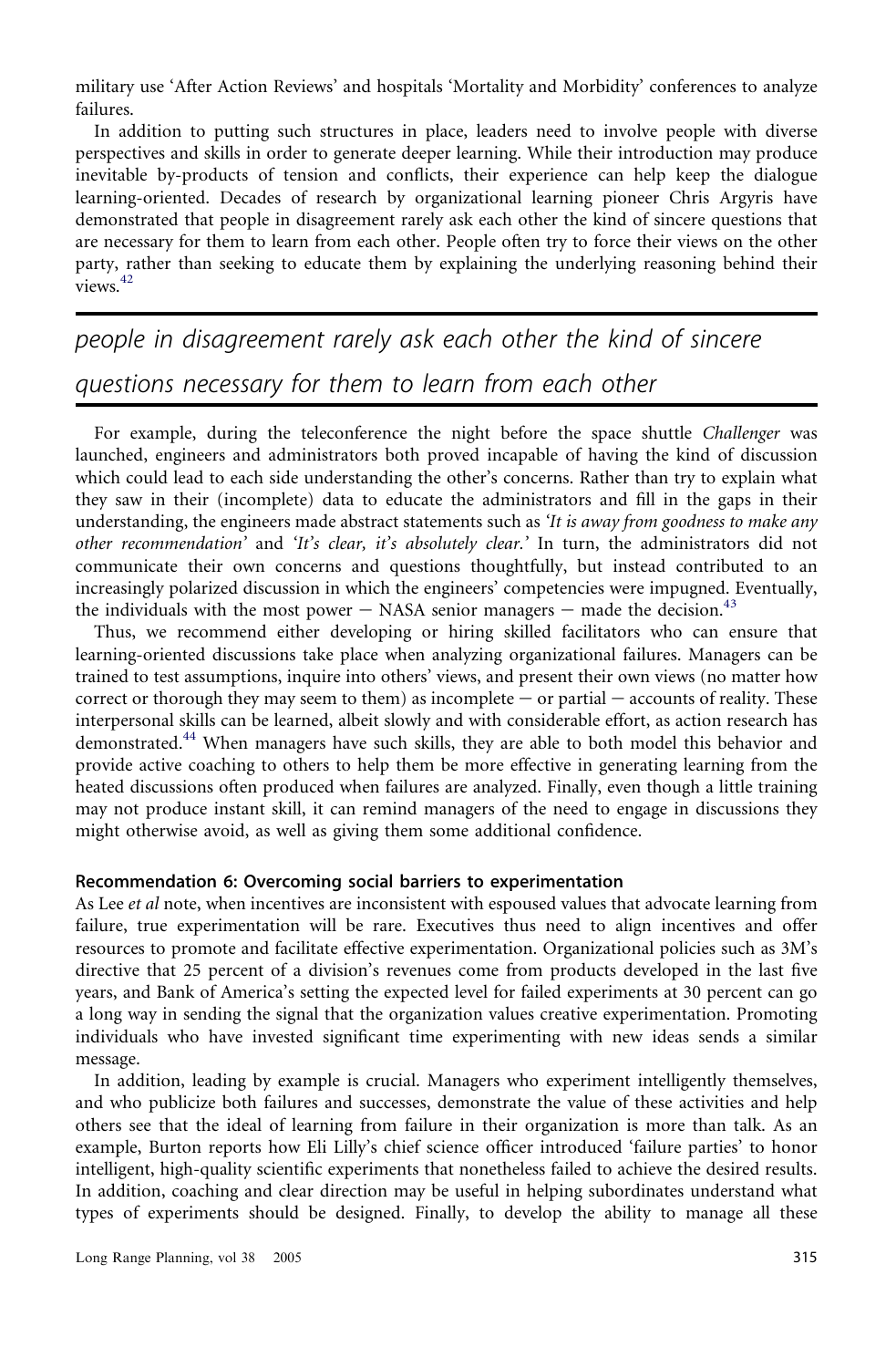military use 'After Action Reviews' and hospitals 'Mortality and Morbidity' conferences to analyze failures.

In addition to putting such structures in place, leaders need to involve people with diverse perspectives and skills in order to generate deeper learning. While their introduction may produce inevitable by-products of tension and conflicts, their experience can help keep the dialogue learning-oriented. Decades of research by organizational learning pioneer Chris Argyris have demonstrated that people in disagreement rarely ask each other the kind of sincere questions that are necessary for them to learn from each other. People often try to force their views on the other party, rather than seeking to educate them by explaining the underlying reasoning behind their views.[42]

*people in disagreement rarely ask each other the kind of sincere questions necessary for them to learn from each other*

For example, during the teleconference the night before the space shuttle *Challenger* was launched, engineers and administrators both proved incapable of having the kind of discussion which could lead to each side understanding the other's concerns. Rather than try to explain what they saw in their (incomplete) data to educate the administrators and fill in the gaps in their understanding, the engineers made abstract statements such as *'It is away from goodness to make any other recommendation'* and *'It's clear, it's absolutely clear.'* In turn, the administrators did not communicate their own concerns and questions thoughtfully, but instead contributed to an increasingly polarized discussion in which the engineers' competencies were impugned. Eventually, the individuals with the most power − NASA senior managers − made the decision.[43]

Thus, we recommend either developing or hiring skilled facilitators who can ensure that learning-oriented discussions take place when analyzing organizational failures. Managers can be trained to test assumptions, inquire into others' views, and present their own views (no matter how correct or thorough they may seem to them) as incomplete − or partial − accounts of reality. These interpersonal skills can be learned, albeit slowly and with considerable effort, as action research has demonstrated.[44] When managers have such skills, they are able to both model this behavior and provide active coaching to others to help them be more effective in generating learning from the heated discussions often produced when failures are analyzed. Finally, even though a little training may not produce instant skill, it can remind managers of the need to engage in discussions they might otherwise avoid, as well as giving them some additional confidence.

#### Recommendation 6: Overcoming social barriers to experimentation

As Lee *et al* note, when incentives are inconsistent with espoused values that advocate learning from failure, true experimentation will be rare. Executives thus need to align incentives and offer resources to promote and facilitate effective experimentation. Organizational policies such as 3M's directive that 25 percent of a division's revenues come from products developed in the last five years, and Bank of America's setting the expected level for failed experiments at 30 percent can go a long way in sending the signal that the organization values creative experimentation. Promoting individuals who have invested significant time experimenting with new ideas sends a similar message.

In addition, leading by example is crucial. Managers who experiment intelligently themselves, and who publicize both failures and successes, demonstrate the value of these activities and help others see that the ideal of learning from failure in their organization is more than talk. As an example, Burton reports how Eli Lilly's chief science officer introduced 'failure parties' to honor intelligent, high-quality scientific experiments that nonetheless failed to achieve the desired results. In addition, coaching and clear direction may be useful in helping subordinates understand what types of experiments should be designed. Finally, to develop the ability to manage all these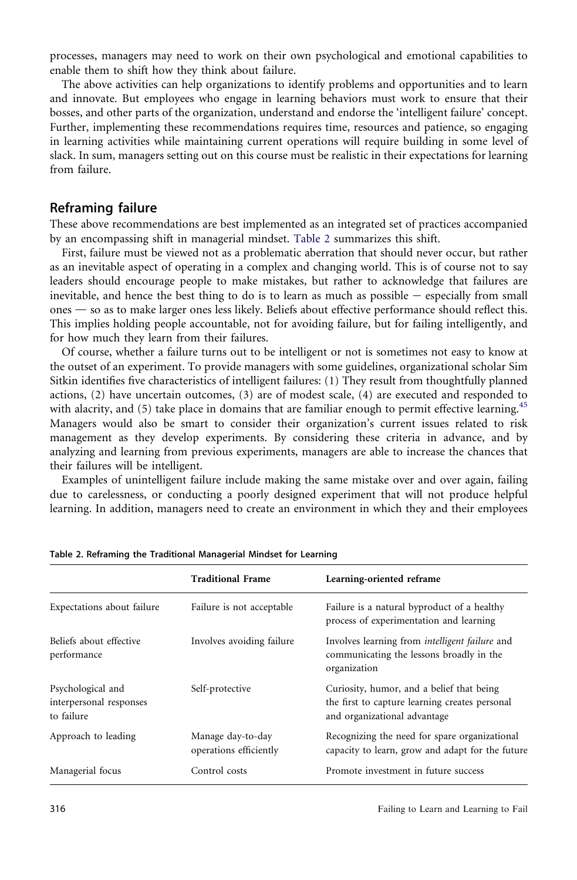processes, managers may need to work on their own psychological and emotional capabilities to enable them to shift how they think about failure.

The above activities can help organizations to identify problems and opportunities and to learn and innovate. But employees who engage in learning behaviors must work to ensure that their bosses, and other parts of the organization, understand and endorse the 'intelligent failure' concept. Further, implementing these recommendations requires time, resources and patience, so engaging in learning activities while maintaining current operations will require building in some level of slack. In sum, managers setting out on this course must be realistic in their expectations for learning from failure.

## Reframing failure

These above recommendations are best implemented as an integrated set of practices accompanied by an encompassing shift in managerial mindset. Table 2 summarizes this shift.

First, failure must be viewed not as a problematic aberration that should never occur, but rather as an inevitable aspect of operating in a complex and changing world. This is of course not to say leaders should encourage people to make mistakes, but rather to acknowledge that failures are inevitable, and hence the best thing to do is to learn as much as possible − especially from small ones — so as to make larger ones less likely. Beliefs about effective performance should reflect this. This implies holding people accountable, not for avoiding failure, but for failing intelligently, and for how much they learn from their failures.

Of course, whether a failure turns out to be intelligent or not is sometimes not easy to know at the outset of an experiment. To provide managers with some guidelines, organizational scholar Sim Sitkin identifies five characteristics of intelligent failures: (1) They result from thoughtfully planned actions, (2) have uncertain outcomes, (3) are of modest scale, (4) are executed and responded to with alacrity, and (5) take place in domains that are familiar enough to permit effective learning.[45] Managers would also be smart to consider their organization's current issues related to risk management as they develop experiments. By considering these criteria in advance, and by analyzing and learning from previous experiments, managers are able to increase the chances that their failures will be intelligent.

Examples of unintelligent failure include making the same mistake over and over again, failing due to carelessness, or conducting a poorly designed experiment that will not produce helpful learning. In addition, managers need to create an environment in which they and their employees

**Table 2. Reframing the Traditional Managerial Mindset for Learning**

| | Traditional Frame | Learning-oriented reframe |
|---|---|---|
| Expectations about failure | Failure is not acceptable | Failure is a natural byproduct of a healthy process of experimentation and learning |
| Beliefs about effective performance | Involves avoiding failure | Involves learning from *intelligent failure* and communicating the lessons broadly in the organization |
| Psychological and interpersonal responses to failure | Self-protective | Curiosity, humor, and a belief that being the first to capture learning creates personal and organizational advantage |
| Approach to leading | Manage day-to-day operations efficiently | Recognizing the need for spare organizational capacity to learn, grow and adapt for the future |
| Managerial focus | Control costs | Promote investment in future success |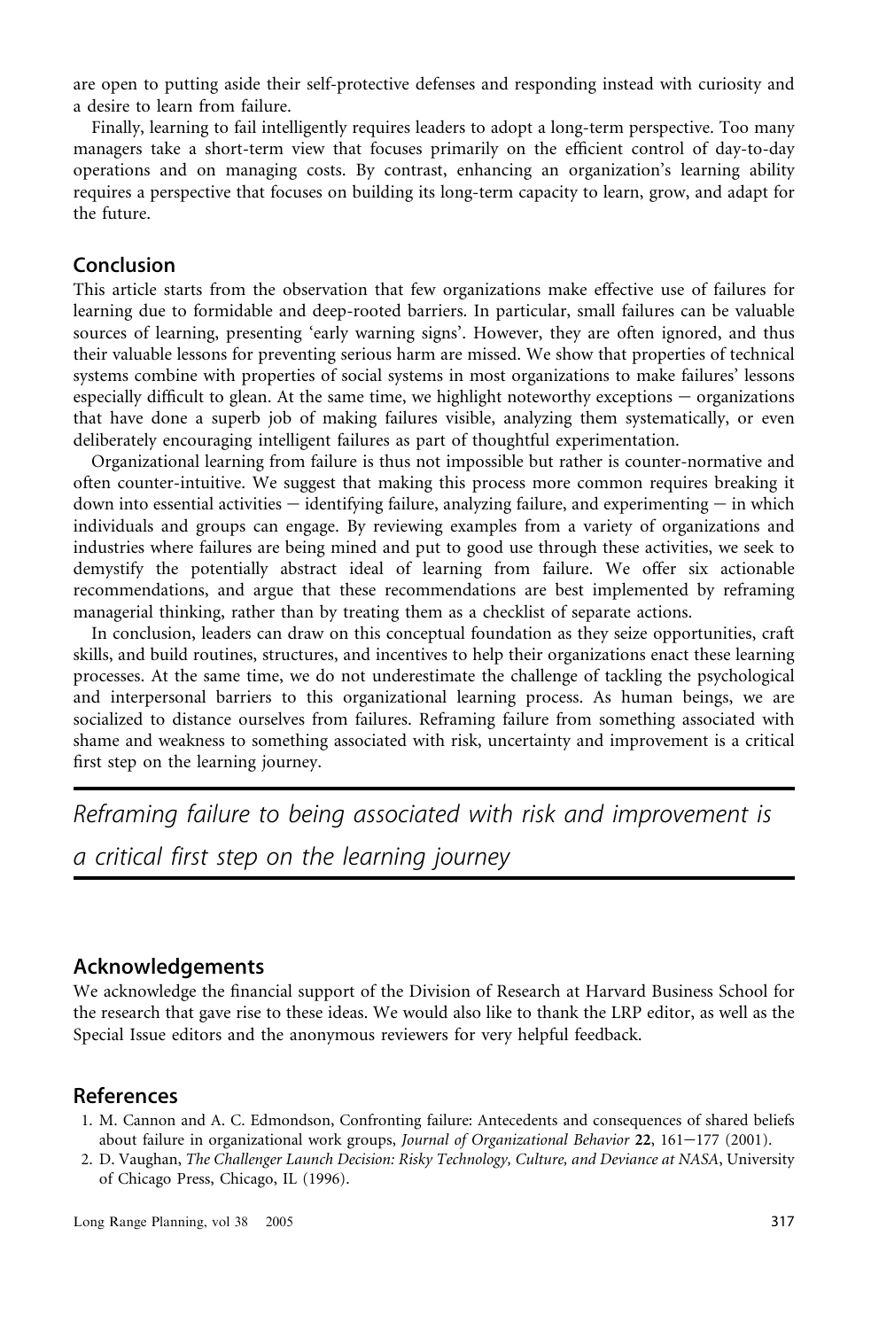are open to putting aside their self-protective defenses and responding instead with curiosity and a desire to learn from failure.

Finally, learning to fail intelligently requires leaders to adopt a long-term perspective. Too many managers take a short-term view that focuses primarily on the efficient control of day-to-day operations and on managing costs. By contrast, enhancing an organization's learning ability requires a perspective that focuses on building its long-term capacity to learn, grow, and adapt for the future.

## Conclusion

This article starts from the observation that few organizations make effective use of failures for learning due to formidable and deep-rooted barriers. In particular, small failures can be valuable sources of learning, presenting 'early warning signs'. However, they are often ignored, and thus their valuable lessons for preventing serious harm are missed. We show that properties of technical systems combine with properties of social systems in most organizations to make failures' lessons especially difficult to glean. At the same time, we highlight noteworthy exceptions – organizations that have done a superb job of making failures visible, analyzing them systematically, or even deliberately encouraging intelligent failures as part of thoughtful experimentation.

Organizational learning from failure is thus not impossible but rather is counter-normative and often counter-intuitive. We suggest that making this process more common requires breaking it down into essential activities – identifying failure, analyzing failure, and experimenting – in which individuals and groups can engage. By reviewing examples from a variety of organizations and industries where failures are being mined and put to good use through these activities, we seek to demystify the potentially abstract ideal of learning from failure. We offer six actionable recommendations, and argue that these recommendations are best implemented by reframing managerial thinking, rather than by treating them as a checklist of separate actions.

In conclusion, leaders can draw on this conceptual foundation as they seize opportunities, craft skills, and build routines, structures, and incentives to help their organizations enact these learning processes. At the same time, we do not underestimate the challenge of tackling the psychological and interpersonal barriers to this organizational learning process. As human beings, we are socialized to distance ourselves from failures. Reframing failure from something associated with shame and weakness to something associated with risk, uncertainty and improvement is a critical first step on the learning journey.

---

*Reframing failure to being associated with risk and improvement is a critical first step on the learning journey*

---

## Acknowledgements

We acknowledge the financial support of the Division of Research at Harvard Business School for the research that gave rise to these ideas. We would also like to thank the LRP editor, as well as the Special Issue editors and the anonymous reviewers for very helpful feedback.

## References

1. M. Cannon and A. C. Edmondson, Confronting failure: Antecedents and consequences of shared beliefs about failure in organizational work groups, *Journal of Organizational Behavior* **22**, 161–177 (2001).
2. D. Vaughan, *The Challenger Launch Decision: Risky Technology, Culture, and Deviance at NASA*, University of Chicago Press, Chicago, IL (1996).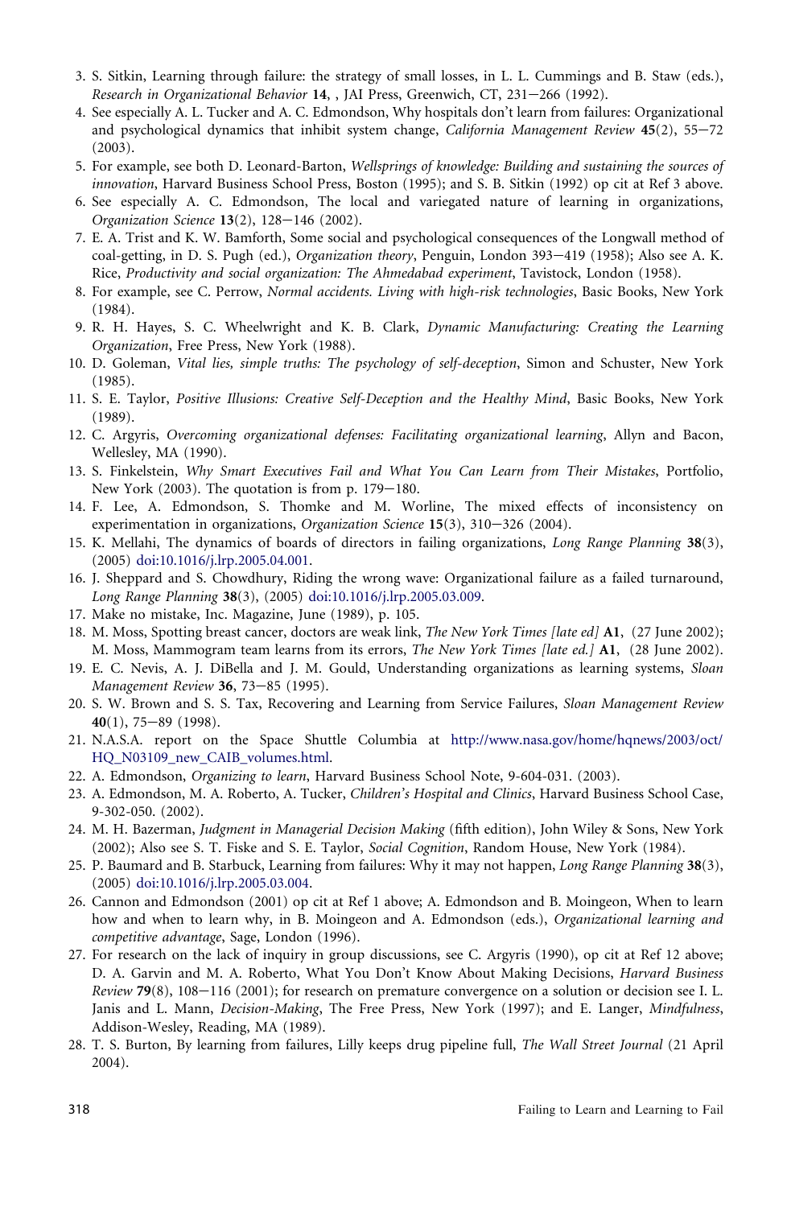3. S. Sitkin, Learning through failure: the strategy of small losses, in L. L. Cummings and B. Staw (eds.), *Research in Organizational Behavior* **14**, , JAI Press, Greenwich, CT, 231–266 (1992).
4. See especially A. L. Tucker and A. C. Edmondson, Why hospitals don't learn from failures: Organizational and psychological dynamics that inhibit system change, *California Management Review* **45**(2), 55–72 (2003).
5. For example, see both D. Leonard-Barton, *Wellsprings of knowledge: Building and sustaining the sources of innovation*, Harvard Business School Press, Boston (1995); and S. B. Sitkin (1992) op cit at Ref 3 above.
6. See especially A. C. Edmondson, The local and variegated nature of learning in organizations, *Organization Science* **13**(2), 128–146 (2002).
7. E. A. Trist and K. W. Bamforth, Some social and psychological consequences of the Longwall method of coal-getting, in D. S. Pugh (ed.), *Organization theory*, Penguin, London 393–419 (1958); Also see A. K. Rice, *Productivity and social organization: The Ahmedabad experiment*, Tavistock, London (1958).
8. For example, see C. Perrow, *Normal accidents. Living with high-risk technologies*, Basic Books, New York (1984).
9. R. H. Hayes, S. C. Wheelwright and K. B. Clark, *Dynamic Manufacturing: Creating the Learning Organization*, Free Press, New York (1988).
10. D. Goleman, *Vital lies, simple truths: The psychology of self-deception*, Simon and Schuster, New York (1985).
11. S. E. Taylor, *Positive Illusions: Creative Self-Deception and the Healthy Mind*, Basic Books, New York (1989).
12. C. Argyris, *Overcoming organizational defenses: Facilitating organizational learning*, Allyn and Bacon, Wellesley, MA (1990).
13. S. Finkelstein, *Why Smart Executives Fail and What You Can Learn from Their Mistakes*, Portfolio, New York (2003). The quotation is from p. 179–180.
14. F. Lee, A. Edmondson, S. Thomke and M. Worline, The mixed effects of inconsistency on experimentation in organizations, *Organization Science* **15**(3), 310–326 (2004).
15. K. Mellahi, The dynamics of boards of directors in failing organizations, *Long Range Planning* **38**(3), (2005) doi:10.1016/j.lrp.2005.04.001.
16. J. Sheppard and S. Chowdhury, Riding the wrong wave: Organizational failure as a failed turnaround, *Long Range Planning* **38**(3), (2005) doi:10.1016/j.lrp.2005.03.009.
17. Make no mistake, Inc. Magazine, June (1989), p. 105.
18. M. Moss, Spotting breast cancer, doctors are weak link, *The New York Times [late ed]* **A1**, (27 June 2002); M. Moss, Mammogram team learns from its errors, *The New York Times [late ed.]* **A1**, (28 June 2002).
19. E. C. Nevis, A. J. DiBella and J. M. Gould, Understanding organizations as learning systems, *Sloan Management Review* **36**, 73–85 (1995).
20. S. W. Brown and S. S. Tax, Recovering and Learning from Service Failures, *Sloan Management Review* **40**(1), 75–89 (1998).
21. N.A.S.A. report on the Space Shuttle Columbia at http://www.nasa.gov/home/hqnews/2003/oct/HQ_N03109_new_CAIB_volumes.html.
22. A. Edmondson, *Organizing to learn*, Harvard Business School Note, 9-604-031. (2003).
23. A. Edmondson, M. A. Roberto, A. Tucker, *Children's Hospital and Clinics*, Harvard Business School Case, 9-302-050. (2002).
24. M. H. Bazerman, *Judgment in Managerial Decision Making* (fifth edition), John Wiley & Sons, New York (2002); Also see S. T. Fiske and S. E. Taylor, *Social Cognition*, Random House, New York (1984).
25. P. Baumard and B. Starbuck, Learning from failures: Why it may not happen, *Long Range Planning* **38**(3), (2005) doi:10.1016/j.lrp.2005.03.004.
26. Cannon and Edmondson (2001) op cit at Ref 1 above; A. Edmondson and B. Moingeon, When to learn how and when to learn why, in B. Moingeon and A. Edmondson (eds.), *Organizational learning and competitive advantage*, Sage, London (1996).
27. For research on the lack of inquiry in group discussions, see C. Argyris (1990), op cit at Ref 12 above; D. A. Garvin and M. A. Roberto, What You Don't Know About Making Decisions, *Harvard Business Review* **79**(8), 108–116 (2001); for research on premature convergence on a solution or decision see I. L. Janis and L. Mann, *Decision-Making*, The Free Press, New York (1997); and E. Langer, *Mindfulness*, Addison-Wesley, Reading, MA (1989).
28. T. S. Burton, By learning from failures, Lilly keeps drug pipeline full, *The Wall Street Journal* (21 April 2004).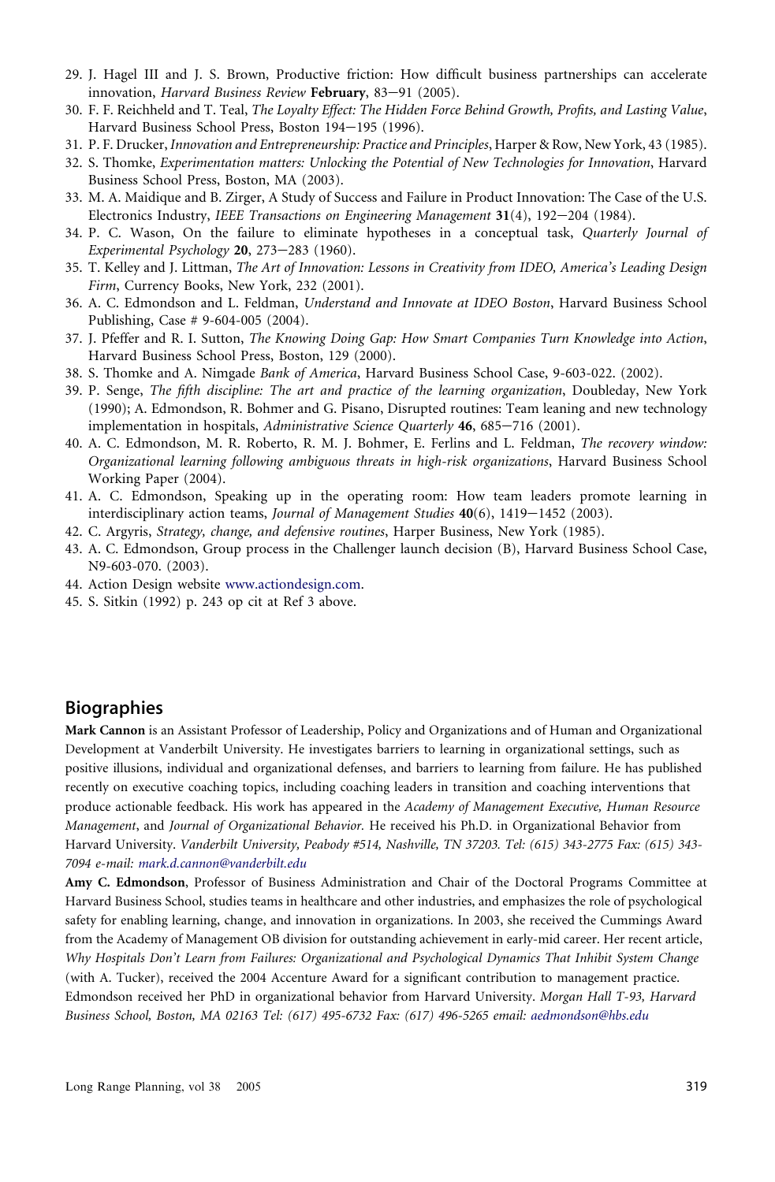29. J. Hagel III and J. S. Brown, Productive friction: How difficult business partnerships can accelerate innovation, *Harvard Business Review* **February**, 83–91 (2005).
30. F. F. Reichheld and T. Teal, *The Loyalty Effect: The Hidden Force Behind Growth, Profits, and Lasting Value*, Harvard Business School Press, Boston 194–195 (1996).
31. P. F. Drucker, *Innovation and Entrepreneurship: Practice and Principles*, Harper & Row, New York, 43 (1985).
32. S. Thomke, *Experimentation matters: Unlocking the Potential of New Technologies for Innovation*, Harvard Business School Press, Boston, MA (2003).
33. M. A. Maidique and B. Zirger, A Study of Success and Failure in Product Innovation: The Case of the U.S. Electronics Industry, *IEEE Transactions on Engineering Management* **31**(4), 192–204 (1984).
34. P. C. Wason, On the failure to eliminate hypotheses in a conceptual task, *Quarterly Journal of Experimental Psychology* **20**, 273–283 (1960).
35. T. Kelley and J. Littman, *The Art of Innovation: Lessons in Creativity from IDEO, America's Leading Design Firm*, Currency Books, New York, 232 (2001).
36. A. C. Edmondson and L. Feldman, *Understand and Innovate at IDEO Boston*, Harvard Business School Publishing, Case # 9-604-005 (2004).
37. J. Pfeffer and R. I. Sutton, *The Knowing Doing Gap: How Smart Companies Turn Knowledge into Action*, Harvard Business School Press, Boston, 129 (2000).
38. S. Thomke and A. Nimgade *Bank of America*, Harvard Business School Case, 9-603-022. (2002).
39. P. Senge, *The fifth discipline: The art and practice of the learning organization*, Doubleday, New York (1990); A. Edmondson, R. Bohmer and G. Pisano, Disrupted routines: Team leaning and new technology implementation in hospitals, *Administrative Science Quarterly* **46**, 685–716 (2001).
40. A. C. Edmondson, M. R. Roberto, R. M. J. Bohmer, E. Ferlins and L. Feldman, *The recovery window: Organizational learning following ambiguous threats in high-risk organizations*, Harvard Business School Working Paper (2004).
41. A. C. Edmondson, Speaking up in the operating room: How team leaders promote learning in interdisciplinary action teams, *Journal of Management Studies* **40**(6), 1419–1452 (2003).
42. C. Argyris, *Strategy, change, and defensive routines*, Harper Business, New York (1985).
43. A. C. Edmondson, Group process in the Challenger launch decision (B), Harvard Business School Case, N9-603-070. (2003).
44. Action Design website www.actiondesign.com.
45. S. Sitkin (1992) p. 243 op cit at Ref 3 above.

## Biographies

**Mark Cannon** is an Assistant Professor of Leadership, Policy and Organizations and of Human and Organizational Development at Vanderbilt University. He investigates barriers to learning in organizational settings, such as positive illusions, individual and organizational defenses, and barriers to learning from failure. He has published recently on executive coaching topics, including coaching leaders in transition and coaching interventions that produce actionable feedback. His work has appeared in the *Academy of Management Executive, Human Resource Management*, and *Journal of Organizational Behavior*. He received his Ph.D. in Organizational Behavior from Harvard University. *Vanderbilt University, Peabody #514, Nashville, TN 37203. Tel: (615) 343-2775 Fax: (615) 343-7094 e-mail: mark.d.cannon@vanderbilt.edu*

**Amy C. Edmondson**, Professor of Business Administration and Chair of the Doctoral Programs Committee at Harvard Business School, studies teams in healthcare and other industries, and emphasizes the role of psychological safety for enabling learning, change, and innovation in organizations. In 2003, she received the Cummings Award from the Academy of Management OB division for outstanding achievement in early-mid career. Her recent article, *Why Hospitals Don't Learn from Failures: Organizational and Psychological Dynamics That Inhibit System Change* (with A. Tucker), received the 2004 Accenture Award for a significant contribution to management practice. Edmondson received her PhD in organizational behavior from Harvard University. *Morgan Hall T-93, Harvard Business School, Boston, MA 02163 Tel: (617) 495-6732 Fax: (617) 496-5265 email: aedmondson@hbs.edu*